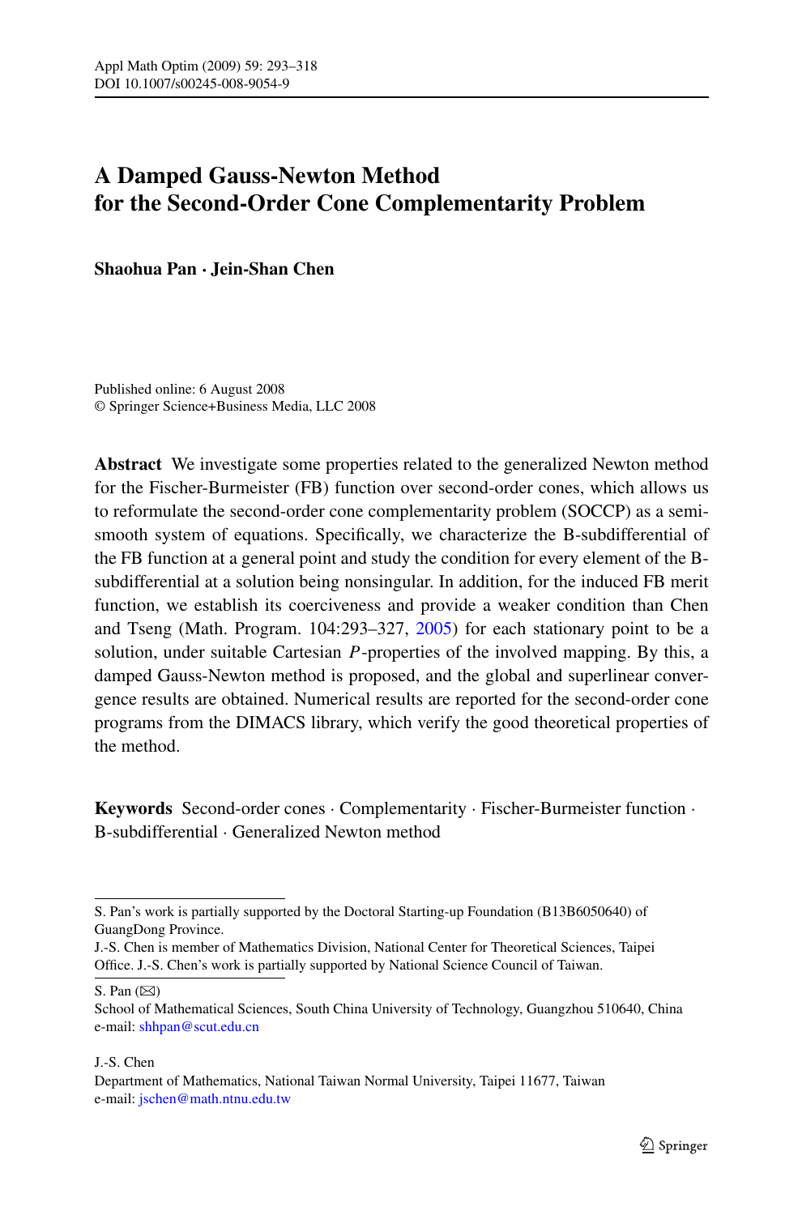# A Damped Gauss-Newton Method for the Second-Order Cone Complementarity Problem

**Shaohua Pan · Jein-Shan Chen**

Published online: 6 August 2008
© Springer Science+Business Media, LLC 2008

**Abstract** We investigate some properties related to the generalized Newton method for the Fischer-Burmeister (FB) function over second-order cones, which allows us to reformulate the second-order cone complementarity problem (SOCCP) as a semismooth system of equations. Specifically, we characterize the B-subdifferential of the FB function at a general point and study the condition for every element of the B-subdifferential at a solution being nonsingular. In addition, for the induced FB merit function, we establish its coerciveness and provide a weaker condition than Chen and Tseng (Math. Program. 104:293–327, 2005) for each stationary point to be a solution, under suitable Cartesian $P$-properties of the involved mapping. By this, a damped Gauss-Newton method is proposed, and the global and superlinear convergence results are obtained. Numerical results are reported for the second-order cone programs from the DIMACS library, which verify the good theoretical properties of the method.

**Keywords** Second-order cones · Complementarity · Fischer-Burmeister function · B-subdifferential · Generalized Newton method

---

S. Pan's work is partially supported by the Doctoral Starting-up Foundation (B13B6050640) of GuangDong Province.

J.-S. Chen is member of Mathematics Division, National Center for Theoretical Sciences, Taipei Office. J.-S. Chen's work is partially supported by National Science Council of Taiwan.

S. Pan (✉)
School of Mathematical Sciences, South China University of Technology, Guangzhou 510640, China
e-mail: shhpan@scut.edu.cn

J.-S. Chen
Department of Mathematics, National Taiwan Normal University, Taipei 11677, Taiwan
e-mail: jschen@math.ntnu.edu.tw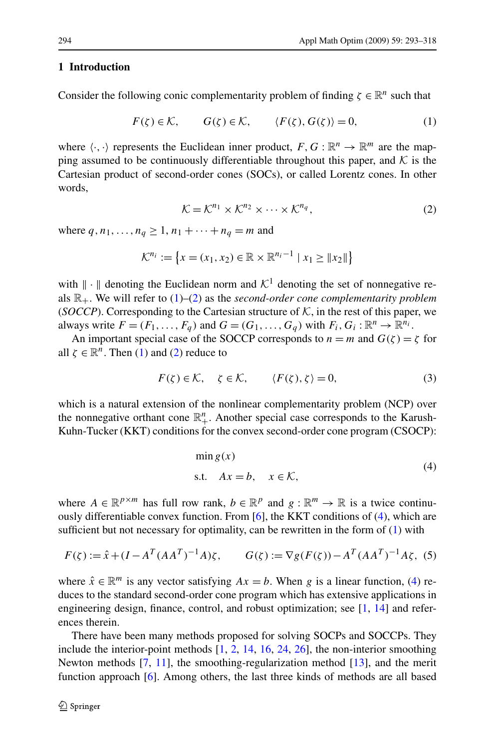## 1 Introduction

Consider the following conic complementarity problem of finding $\zeta \in \mathbb{R}^n$ such that

$$F(\zeta) \in \mathcal{K}, \qquad G(\zeta) \in \mathcal{K}, \qquad \langle F(\zeta), G(\zeta) \rangle = 0, \tag{1}$$

where $\langle \cdot, \cdot \rangle$ represents the Euclidean inner product, $F, G : \mathbb{R}^n \to \mathbb{R}^m$ are the mapping assumed to be continuously differentiable throughout this paper, and $\mathcal{K}$ is the Cartesian product of second-order cones (SOCs), or called Lorentz cones. In other words,

$$\mathcal{K} = \mathcal{K}^{n_1} \times \mathcal{K}^{n_2} \times \cdots \times \mathcal{K}^{n_q}, \tag{2}$$

where $q, n_1, \ldots, n_q \geq 1$, $n_1 + \cdots + n_q = m$ and

$$\mathcal{K}^{n_i} := \left\{ x = (x_1, x_2) \in \mathbb{R} \times \mathbb{R}^{n_i - 1} \mid x_1 \geq \|x_2\| \right\}$$

with $\|\cdot\|$ denoting the Euclidean norm and $\mathcal{K}^1$ denoting the set of nonnegative reals $\mathbb{R}_+$. We will refer to (1)–(2) as the *second-order cone complementarity problem* (*SOCCP*). Corresponding to the Cartesian structure of $\mathcal{K}$, in the rest of this paper, we always write $F = (F_1, \ldots, F_q)$ and $G = (G_1, \ldots, G_q)$ with $F_i, G_i : \mathbb{R}^n \to \mathbb{R}^{n_i}$.

An important special case of the SOCCP corresponds to $n = m$ and $G(\zeta) = \zeta$ for all $\zeta \in \mathbb{R}^n$. Then (1) and (2) reduce to

$$F(\zeta) \in \mathcal{K}, \quad \zeta \in \mathcal{K}, \qquad \langle F(\zeta), \zeta \rangle = 0, \tag{3}$$

which is a natural extension of the nonlinear complementarity problem (NCP) over the nonnegative orthant cone $\mathbb{R}^n_+$. Another special case corresponds to the Karush-Kuhn-Tucker (KKT) conditions for the convex second-order cone program (CSOCP):

$$\begin{aligned} &\min\, g(x) \\ &\text{s.t.} \quad Ax = b, \quad x \in \mathcal{K}, \end{aligned} \tag{4}$$

where $A \in \mathbb{R}^{p \times m}$ has full row rank, $b \in \mathbb{R}^p$ and $g : \mathbb{R}^m \to \mathbb{R}$ is a twice continuously differentiable convex function. From [6], the KKT conditions of (4), which are sufficient but not necessary for optimality, can be rewritten in the form of (1) with

$$F(\zeta) := \hat{x} + (I - A^T(AA^T)^{-1}A)\zeta, \qquad G(\zeta) := \nabla g(F(\zeta)) - A^T(AA^T)^{-1}A\zeta, \tag{5}$$

where $\hat{x} \in \mathbb{R}^m$ is any vector satisfying $Ax = b$. When $g$ is a linear function, (4) reduces to the standard second-order cone program which has extensive applications in engineering design, finance, control, and robust optimization; see [1, 14] and references therein.

There have been many methods proposed for solving SOCPs and SOCCPs. They include the interior-point methods [1, 2, 14, 16, 24, 26], the non-interior smoothing Newton methods [7, 11], the smoothing-regularization method [13], and the merit function approach [6]. Among others, the last three kinds of methods are all based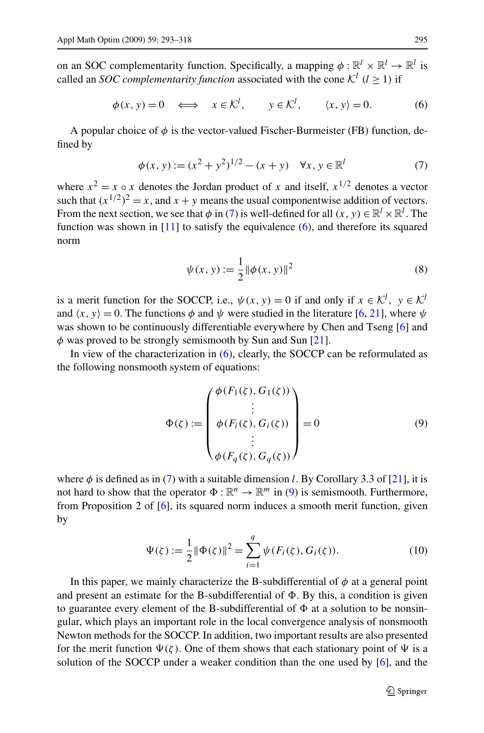on an SOC complementarity function. Specifically, a mapping $\phi : \mathbb{R}^l \times \mathbb{R}^l \to \mathbb{R}^l$ is called an *SOC complementarity function* associated with the cone $\mathcal{K}^l$ $(l \geq 1)$ if

$$\phi(x, y) = 0 \quad \Longleftrightarrow \quad x \in \mathcal{K}^l, \qquad y \in \mathcal{K}^l, \qquad \langle x, y \rangle = 0. \tag{6}$$

A popular choice of $\phi$ is the vector-valued Fischer-Burmeister (FB) function, defined by

$$\phi(x, y) := (x^2 + y^2)^{1/2} - (x + y) \quad \forall x, y \in \mathbb{R}^l \tag{7}$$

where $x^2 = x \circ x$ denotes the Jordan product of $x$ and itself, $x^{1/2}$ denotes a vector such that $(x^{1/2})^2 = x$, and $x + y$ means the usual componentwise addition of vectors. From the next section, we see that $\phi$ in (7) is well-defined for all $(x, y) \in \mathbb{R}^l \times \mathbb{R}^l$. The function was shown in [11] to satisfy the equivalence (6), and therefore its squared norm

$$\psi(x, y) := \frac{1}{2}\|\phi(x, y)\|^2 \tag{8}$$

is a merit function for the SOCCP, i.e., $\psi(x, y) = 0$ if and only if $x \in \mathcal{K}^l$, $y \in \mathcal{K}^l$ and $\langle x, y \rangle = 0$. The functions $\phi$ and $\psi$ were studied in the literature [6, 21], where $\psi$ was shown to be continuously differentiable everywhere by Chen and Tseng [6] and $\phi$ was proved to be strongly semismooth by Sun and Sun [21].

In view of the characterization in (6), clearly, the SOCCP can be reformulated as the following nonsmooth system of equations:

$$\Phi(\zeta) := \begin{pmatrix} \phi(F_1(\zeta), G_1(\zeta)) \\ \vdots \\ \phi(F_i(\zeta), G_i(\zeta)) \\ \vdots \\ \phi(F_q(\zeta), G_q(\zeta)) \end{pmatrix} = 0 \tag{9}$$

where $\phi$ is defined as in (7) with a suitable dimension $l$. By Corollary 3.3 of [21], it is not hard to show that the operator $\Phi : \mathbb{R}^n \to \mathbb{R}^m$ in (9) is semismooth. Furthermore, from Proposition 2 of [6], its squared norm induces a smooth merit function, given by

$$\Psi(\zeta) := \frac{1}{2}\|\Phi(\zeta)\|^2 = \sum_{i=1}^{q} \psi(F_i(\zeta), G_i(\zeta)). \tag{10}$$

In this paper, we mainly characterize the B-subdifferential of $\phi$ at a general point and present an estimate for the B-subdifferential of $\Phi$. By this, a condition is given to guarantee every element of the B-subdifferential of $\Phi$ at a solution to be nonsingular, which plays an important role in the local convergence analysis of nonsmooth Newton methods for the SOCCP. In addition, two important results are also presented for the merit function $\Psi(\zeta)$. One of them shows that each stationary point of $\Psi$ is a solution of the SOCCP under a weaker condition than the one used by [6], and the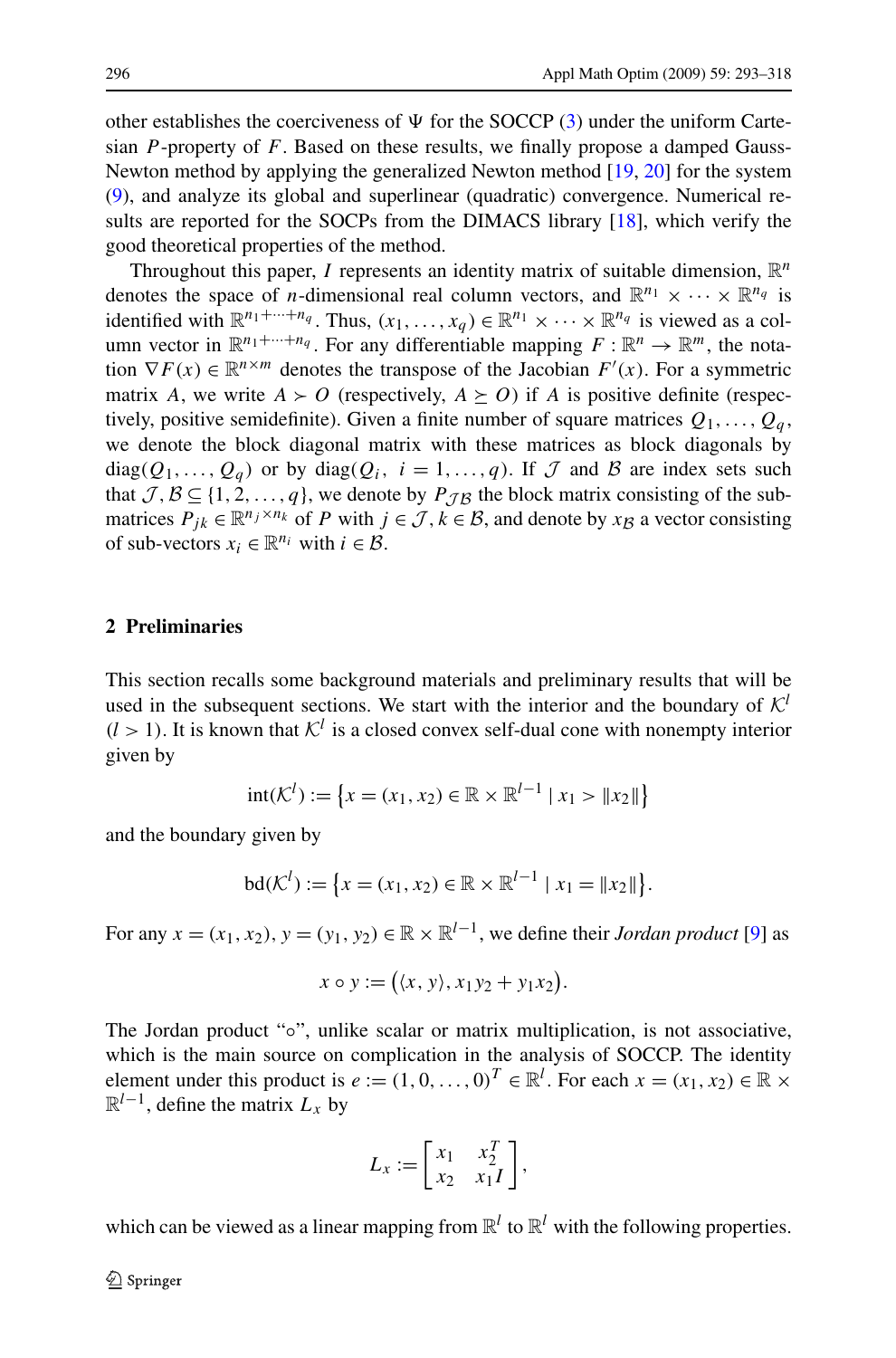other establishes the coerciveness of $\Psi$ for the SOCCP (3) under the uniform Cartesian $P$-property of $F$. Based on these results, we finally propose a damped Gauss-Newton method by applying the generalized Newton method [19, 20] for the system (9), and analyze its global and superlinear (quadratic) convergence. Numerical results are reported for the SOCPs from the DIMACS library [18], which verify the good theoretical properties of the method.

Throughout this paper, $I$ represents an identity matrix of suitable dimension, $\mathbb{R}^n$ denotes the space of $n$-dimensional real column vectors, and $\mathbb{R}^{n_1} \times \cdots \times \mathbb{R}^{n_q}$ is identified with $\mathbb{R}^{n_1+\cdots+n_q}$. Thus, $(x_1, \ldots, x_q) \in \mathbb{R}^{n_1} \times \cdots \times \mathbb{R}^{n_q}$ is viewed as a column vector in $\mathbb{R}^{n_1+\cdots+n_q}$. For any differentiable mapping $F : \mathbb{R}^n \to \mathbb{R}^m$, the notation $\nabla F(x) \in \mathbb{R}^{n\times m}$ denotes the transpose of the Jacobian $F'(x)$. For a symmetric matrix $A$, we write $A \succ O$ (respectively, $A \succeq O$) if $A$ is positive definite (respectively, positive semidefinite). Given a finite number of square matrices $Q_1, \ldots, Q_q$, we denote the block diagonal matrix with these matrices as block diagonals by $\mathrm{diag}(Q_1, \ldots, Q_q)$ or by $\mathrm{diag}(Q_i,\ i = 1, \ldots, q)$. If $\mathcal{J}$ and $\mathcal{B}$ are index sets such that $\mathcal{J}, \mathcal{B} \subseteq \{1, 2, \ldots, q\}$, we denote by $P_{\mathcal{J}\mathcal{B}}$ the block matrix consisting of the sub-matrices $P_{jk} \in \mathbb{R}^{n_j \times n_k}$ of $P$ with $j \in \mathcal{J}, k \in \mathcal{B}$, and denote by $x_{\mathcal{B}}$ a vector consisting of sub-vectors $x_i \in \mathbb{R}^{n_i}$ with $i \in \mathcal{B}$.

## 2 Preliminaries

This section recalls some background materials and preliminary results that will be used in the subsequent sections. We start with the interior and the boundary of $\mathcal{K}^l$ ($l > 1$). It is known that $\mathcal{K}^l$ is a closed convex self-dual cone with nonempty interior given by

$$\mathrm{int}(\mathcal{K}^l) := \left\{x = (x_1, x_2) \in \mathbb{R} \times \mathbb{R}^{l-1} \mid x_1 > \|x_2\|\right\}$$

and the boundary given by

$$\mathrm{bd}(\mathcal{K}^l) := \left\{x = (x_1, x_2) \in \mathbb{R} \times \mathbb{R}^{l-1} \mid x_1 = \|x_2\|\right\}.$$

For any $x = (x_1, x_2)$, $y = (y_1, y_2) \in \mathbb{R} \times \mathbb{R}^{l-1}$, we define their *Jordan product* [9] as

$$x \circ y := \big(\langle x, y\rangle, x_1 y_2 + y_1 x_2\big).$$

The Jordan product "$\circ$", unlike scalar or matrix multiplication, is not associative, which is the main source on complication in the analysis of SOCCP. The identity element under this product is $e := (1, 0, \ldots, 0)^T \in \mathbb{R}^l$. For each $x = (x_1, x_2) \in \mathbb{R} \times \mathbb{R}^{l-1}$, define the matrix $L_x$ by

$$L_x := \begin{bmatrix} x_1 & x_2^T \\ x_2 & x_1 I \end{bmatrix},$$

which can be viewed as a linear mapping from $\mathbb{R}^l$ to $\mathbb{R}^l$ with the following properties.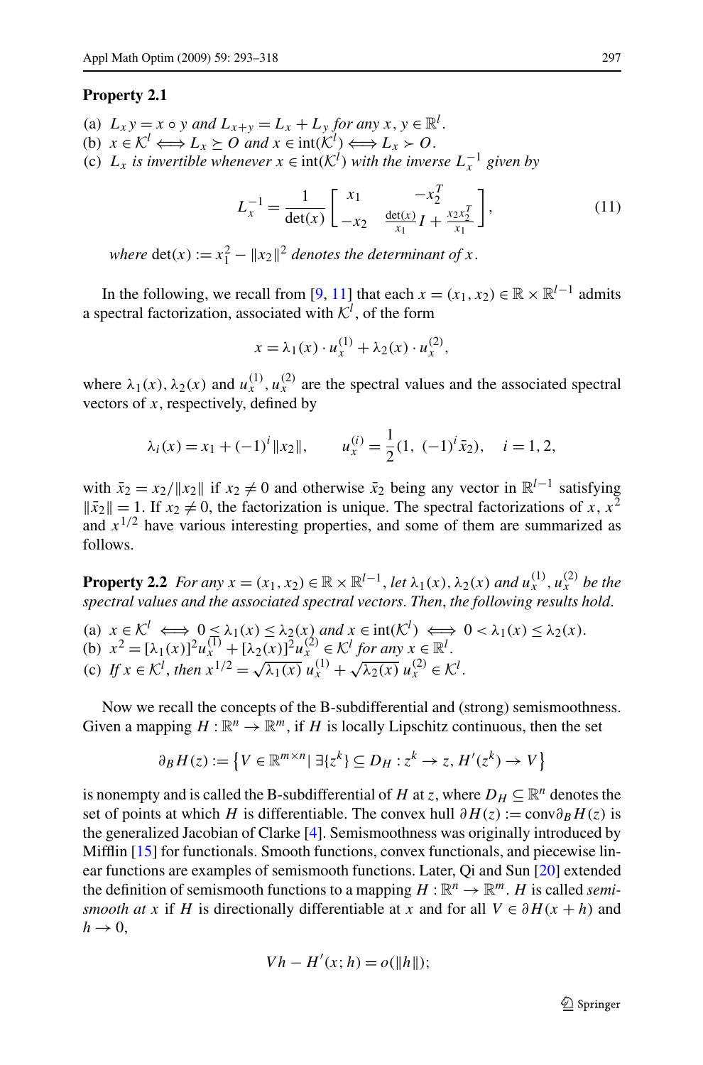**Property 2.1**

(a) $L_x y = x \circ y$ and $L_{x+y} = L_x + L_y$ for any $x, y \in \mathbb{R}^l$.
(b) $x \in \mathcal{K}^l \Longleftrightarrow L_x \succeq O$ and $x \in \mathrm{int}(\mathcal{K}^l) \Longleftrightarrow L_x \succ O$.
(c) $L_x$ is invertible whenever $x \in \mathrm{int}(\mathcal{K}^l)$ with the inverse $L_x^{-1}$ given by

$$L_x^{-1} = \frac{1}{\det(x)} \begin{bmatrix} x_1 & -x_2^T \\ -x_2 & \frac{\det(x)}{x_1} I + \frac{x_2 x_2^T}{x_1} \end{bmatrix}, \tag{11}$$

where $\det(x) := x_1^2 - \|x_2\|^2$ denotes the determinant of $x$.

In the following, we recall from [9, 11] that each $x = (x_1, x_2) \in \mathbb{R} \times \mathbb{R}^{l-1}$ admits a spectral factorization, associated with $\mathcal{K}^l$, of the form

$$x = \lambda_1(x) \cdot u_x^{(1)} + \lambda_2(x) \cdot u_x^{(2)},$$

where $\lambda_1(x), \lambda_2(x)$ and $u_x^{(1)}, u_x^{(2)}$ are the spectral values and the associated spectral vectors of $x$, respectively, defined by

$$\lambda_i(x) = x_1 + (-1)^i \|x_2\|, \qquad u_x^{(i)} = \frac{1}{2}(1,\ (-1)^i \bar{x}_2), \quad i = 1, 2,$$

with $\bar{x}_2 = x_2/\|x_2\|$ if $x_2 \neq 0$ and otherwise $\bar{x}_2$ being any vector in $\mathbb{R}^{l-1}$ satisfying $\|\bar{x}_2\| = 1$. If $x_2 \neq 0$, the factorization is unique. The spectral factorizations of $x$, $x^2$ and $x^{1/2}$ have various interesting properties, and some of them are summarized as follows.

**Property 2.2** *For any $x = (x_1, x_2) \in \mathbb{R} \times \mathbb{R}^{l-1}$, let $\lambda_1(x), \lambda_2(x)$ and $u_x^{(1)}, u_x^{(2)}$ be the spectral values and the associated spectral vectors. Then, the following results hold.*

(a) $x \in \mathcal{K}^l \iff 0 \le \lambda_1(x) \le \lambda_2(x)$ and $x \in \mathrm{int}(\mathcal{K}^l) \iff 0 < \lambda_1(x) \le \lambda_2(x)$.
(b) $x^2 = [\lambda_1(x)]^2 u_x^{(1)} + [\lambda_2(x)]^2 u_x^{(2)} \in \mathcal{K}^l$ for any $x \in \mathbb{R}^l$.
(c) If $x \in \mathcal{K}^l$, then $x^{1/2} = \sqrt{\lambda_1(x)}\, u_x^{(1)} + \sqrt{\lambda_2(x)}\, u_x^{(2)} \in \mathcal{K}^l$.

Now we recall the concepts of the B-subdifferential and (strong) semismoothness. Given a mapping $H : \mathbb{R}^n \to \mathbb{R}^m$, if $H$ is locally Lipschitz continuous, then the set

$$\partial_B H(z) := \left\{ V \in \mathbb{R}^{m \times n} \,|\, \exists \{z^k\} \subseteq D_H : z^k \to z, H'(z^k) \to V \right\}$$

is nonempty and is called the B-subdifferential of $H$ at $z$, where $D_H \subseteq \mathbb{R}^n$ denotes the set of points at which $H$ is differentiable. The convex hull $\partial H(z) := \mathrm{conv}\partial_B H(z)$ is the generalized Jacobian of Clarke [4]. Semismoothness was originally introduced by Mifflin [15] for functionals. Smooth functions, convex functionals, and piecewise linear functions are examples of semismooth functions. Later, Qi and Sun [20] extended the definition of semismooth functions to a mapping $H : \mathbb{R}^n \to \mathbb{R}^m$. $H$ is called *semismooth at $x$* if $H$ is directionally differentiable at $x$ and for all $V \in \partial H(x + h)$ and $h \to 0$,

$$Vh - H'(x; h) = o(\|h\|);$$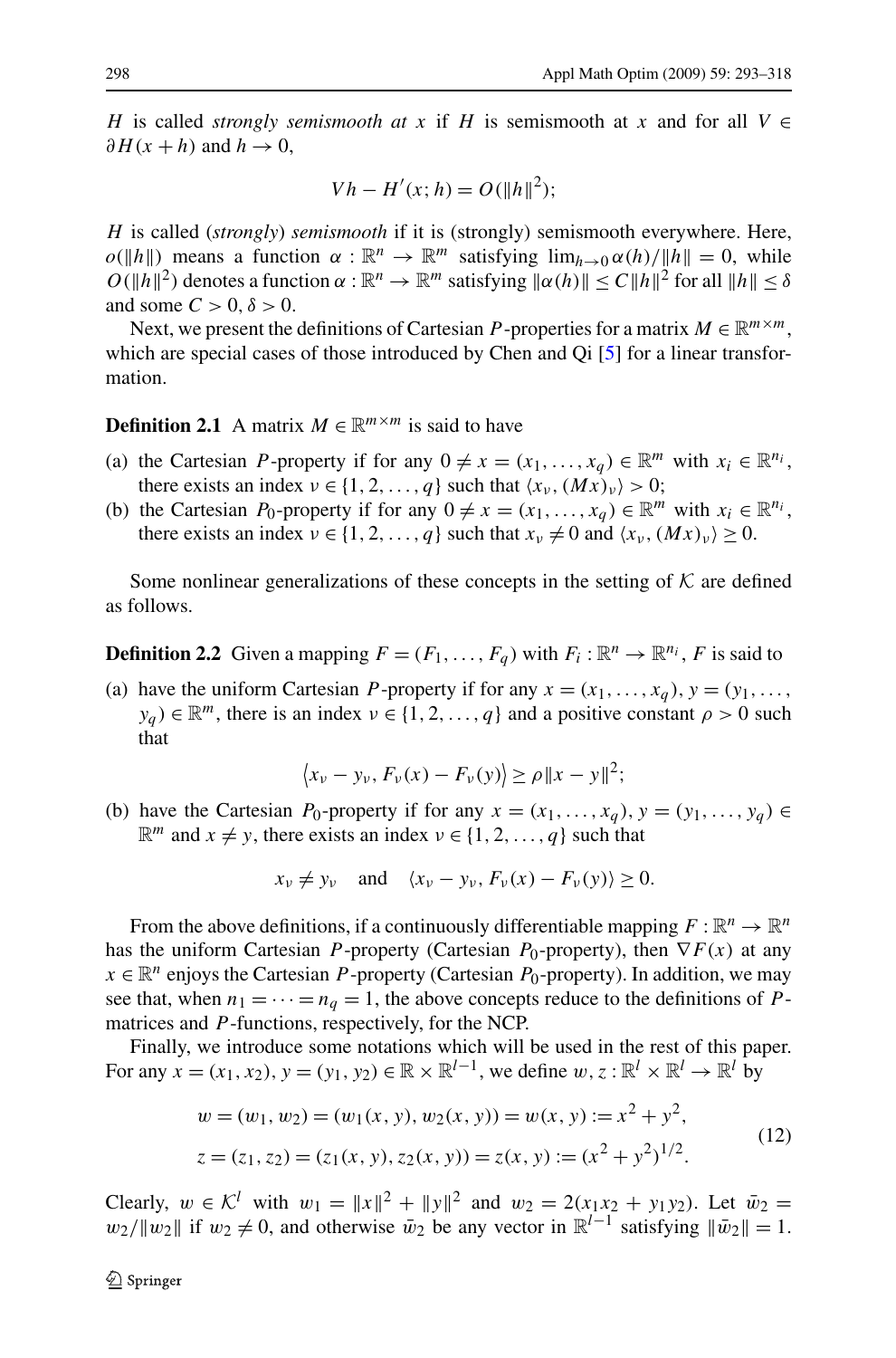$H$ is called *strongly semismooth at* $x$ if $H$ is semismooth at $x$ and for all $V \in \partial H(x+h)$ and $h \to 0$,

$$Vh - H'(x;h) = O(\|h\|^2);$$

$H$ is called (*strongly*) *semismooth* if it is (strongly) semismooth everywhere. Here, $o(\|h\|)$ means a function $\alpha : \mathbb{R}^n \to \mathbb{R}^m$ satisfying $\lim_{h\to 0} \alpha(h)/\|h\| = 0$, while $O(\|h\|^2)$ denotes a function $\alpha : \mathbb{R}^n \to \mathbb{R}^m$ satisfying $\|\alpha(h)\| \le C\|h\|^2$ for all $\|h\| \le \delta$ and some $C > 0, \delta > 0$.

Next, we present the definitions of Cartesian $P$-properties for a matrix $M \in \mathbb{R}^{m\times m}$, which are special cases of those introduced by Chen and Qi [5] for a linear transformation.

**Definition 2.1** A matrix $M \in \mathbb{R}^{m\times m}$ is said to have

(a) the Cartesian $P$-property if for any $0 \ne x = (x_1, \ldots, x_q) \in \mathbb{R}^m$ with $x_i \in \mathbb{R}^{n_i}$, there exists an index $\nu \in \{1, 2, \ldots, q\}$ such that $\langle x_\nu, (Mx)_\nu \rangle > 0$;
(b) the Cartesian $P_0$-property if for any $0 \ne x = (x_1, \ldots, x_q) \in \mathbb{R}^m$ with $x_i \in \mathbb{R}^{n_i}$, there exists an index $\nu \in \{1, 2, \ldots, q\}$ such that $x_\nu \ne 0$ and $\langle x_\nu, (Mx)_\nu \rangle \ge 0$.

Some nonlinear generalizations of these concepts in the setting of $\mathcal{K}$ are defined as follows.

**Definition 2.2** Given a mapping $F = (F_1, \ldots, F_q)$ with $F_i : \mathbb{R}^n \to \mathbb{R}^{n_i}$, $F$ is said to

(a) have the uniform Cartesian $P$-property if for any $x = (x_1, \ldots, x_q)$, $y = (y_1, \ldots, y_q) \in \mathbb{R}^m$, there is an index $\nu \in \{1, 2, \ldots, q\}$ and a positive constant $\rho > 0$ such that

$$\langle x_\nu - y_\nu, F_\nu(x) - F_\nu(y) \rangle \ge \rho \|x - y\|^2;$$

(b) have the Cartesian $P_0$-property if for any $x = (x_1, \ldots, x_q)$, $y = (y_1, \ldots, y_q) \in \mathbb{R}^m$ and $x \ne y$, there exists an index $\nu \in \{1, 2, \ldots, q\}$ such that

$$x_\nu \ne y_\nu \quad \text{and} \quad \langle x_\nu - y_\nu, F_\nu(x) - F_\nu(y) \rangle \ge 0.$$

From the above definitions, if a continuously differentiable mapping $F : \mathbb{R}^n \to \mathbb{R}^n$ has the uniform Cartesian $P$-property (Cartesian $P_0$-property), then $\nabla F(x)$ at any $x \in \mathbb{R}^n$ enjoys the Cartesian $P$-property (Cartesian $P_0$-property). In addition, we may see that, when $n_1 = \cdots = n_q = 1$, the above concepts reduce to the definitions of $P$-matrices and $P$-functions, respectively, for the NCP.

Finally, we introduce some notations which will be used in the rest of this paper. For any $x = (x_1, x_2)$, $y = (y_1, y_2) \in \mathbb{R} \times \mathbb{R}^{l-1}$, we define $w, z : \mathbb{R}^l \times \mathbb{R}^l \to \mathbb{R}^l$ by

$$\begin{aligned} w &= (w_1, w_2) = (w_1(x,y), w_2(x,y)) = w(x,y) := x^2 + y^2, \\ z &= (z_1, z_2) = (z_1(x,y), z_2(x,y)) = z(x,y) := (x^2 + y^2)^{1/2}. \end{aligned} \tag{12}$$

Clearly, $w \in \mathcal{K}^l$ with $w_1 = \|x\|^2 + \|y\|^2$ and $w_2 = 2(x_1 x_2 + y_1 y_2)$. Let $\bar{w}_2 = w_2/\|w_2\|$ if $w_2 \ne 0$, and otherwise $\bar{w}_2$ be any vector in $\mathbb{R}^{l-1}$ satisfying $\|\bar{w}_2\| = 1$.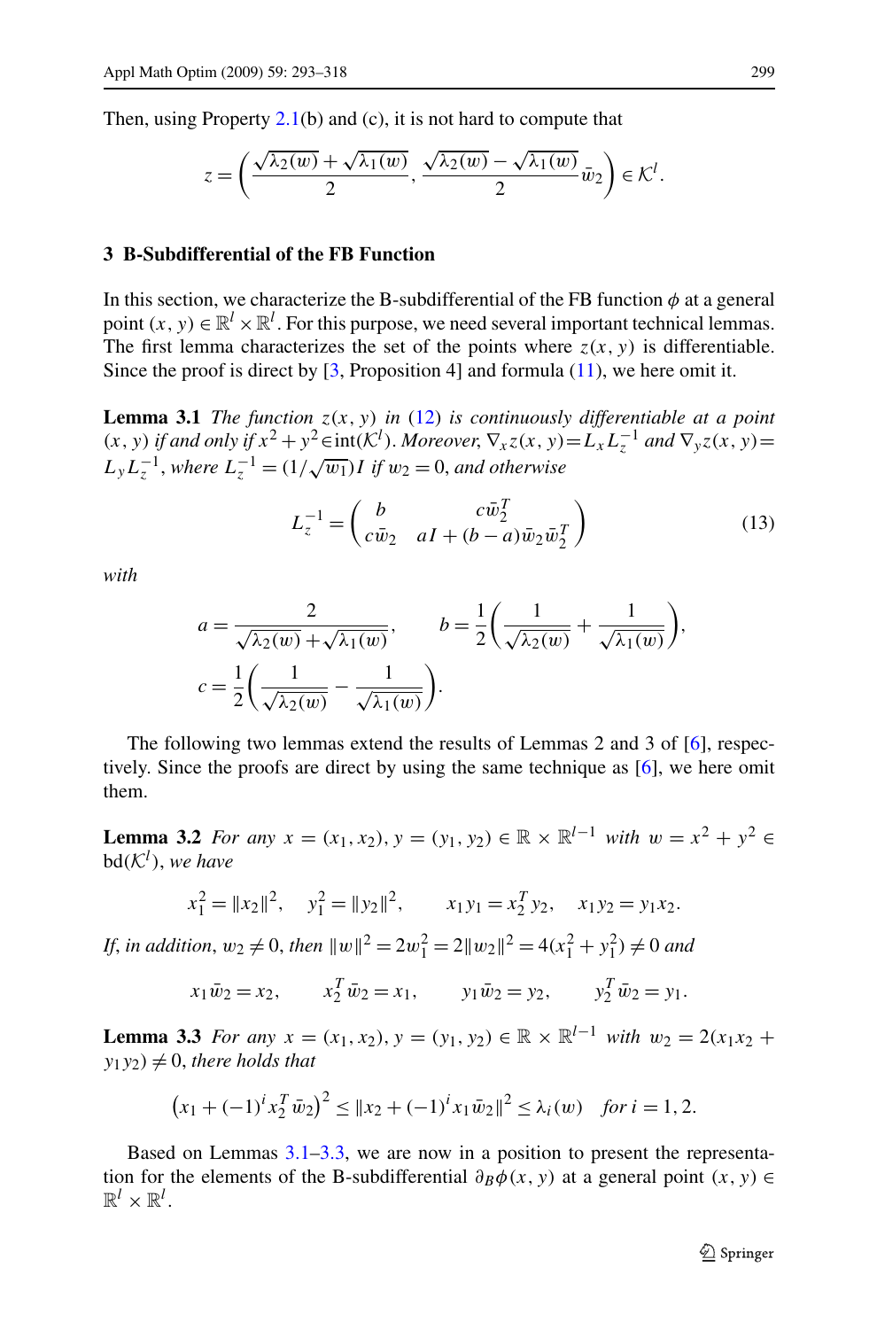Then, using Property 2.1(b) and (c), it is not hard to compute that

$$z = \left( \frac{\sqrt{\lambda_2(w)} + \sqrt{\lambda_1(w)}}{2}, \frac{\sqrt{\lambda_2(w)} - \sqrt{\lambda_1(w)}}{2} \bar{w}_2 \right) \in \mathcal{K}^l.$$

## 3 B-Subdifferential of the FB Function

In this section, we characterize the B-subdifferential of the FB function $\phi$ at a general point $(x, y) \in \mathbb{R}^l \times \mathbb{R}^l$. For this purpose, we need several important technical lemmas. The first lemma characterizes the set of the points where $z(x, y)$ is differentiable. Since the proof is direct by [3, Proposition 4] and formula (11), we here omit it.

**Lemma 3.1** *The function $z(x, y)$ in (12) is continuously differentiable at a point $(x, y)$ if and only if $x^2 + y^2 \in \mathrm{int}(\mathcal{K}^l)$. Moreover, $\nabla_x z(x, y) = L_x L_z^{-1}$ and $\nabla_y z(x, y) = L_y L_z^{-1}$, where $L_z^{-1} = (1/\sqrt{w_1}) I$ if $w_2 = 0$, and otherwise*

$$L_z^{-1} = \begin{pmatrix} b & c\bar{w}_2^T \\ c\bar{w}_2 & aI + (b-a)\bar{w}_2\bar{w}_2^T \end{pmatrix} \tag{13}$$

*with*

$$a = \frac{2}{\sqrt{\lambda_2(w)} + \sqrt{\lambda_1(w)}}, \qquad b = \frac{1}{2}\left( \frac{1}{\sqrt{\lambda_2(w)}} + \frac{1}{\sqrt{\lambda_1(w)}} \right),$$
$$c = \frac{1}{2}\left( \frac{1}{\sqrt{\lambda_2(w)}} - \frac{1}{\sqrt{\lambda_1(w)}} \right).$$

The following two lemmas extend the results of Lemmas 2 and 3 of [6], respectively. Since the proofs are direct by using the same technique as [6], we here omit them.

**Lemma 3.2** *For any $x = (x_1, x_2), y = (y_1, y_2) \in \mathbb{R} \times \mathbb{R}^{l-1}$ with $w = x^2 + y^2 \in \mathrm{bd}(\mathcal{K}^l)$, we have*

$$x_1^2 = \|x_2\|^2, \quad y_1^2 = \|y_2\|^2, \qquad x_1 y_1 = x_2^T y_2, \quad x_1 y_2 = y_1 x_2.$$

*If, in addition, $w_2 \neq 0$, then $\|w\|^2 = 2w_1^2 = 2\|w_2\|^2 = 4(x_1^2 + y_1^2) \neq 0$ and*

$$x_1 \bar{w}_2 = x_2, \qquad x_2^T \bar{w}_2 = x_1, \qquad y_1 \bar{w}_2 = y_2, \qquad y_2^T \bar{w}_2 = y_1.$$

**Lemma 3.3** *For any $x = (x_1, x_2), y = (y_1, y_2) \in \mathbb{R} \times \mathbb{R}^{l-1}$ with $w_2 = 2(x_1 x_2 + y_1 y_2) \neq 0$, there holds that*

$$\big(x_1 + (-1)^i x_2^T \bar{w}_2\big)^2 \leq \|x_2 + (-1)^i x_1 \bar{w}_2\|^2 \leq \lambda_i(w) \quad \textit{for } i = 1, 2.$$

Based on Lemmas 3.1–3.3, we are now in a position to present the representation for the elements of the B-subdifferential $\partial_B \phi(x, y)$ at a general point $(x, y) \in \mathbb{R}^l \times \mathbb{R}^l$.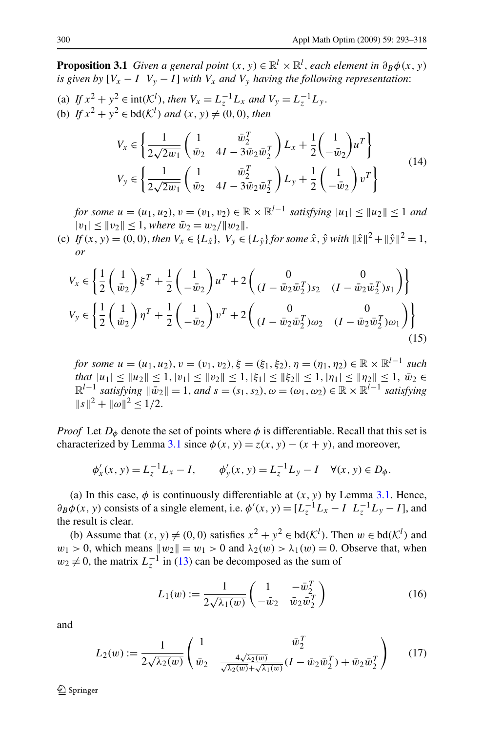**Proposition 3.1** *Given a general point $(x, y) \in \mathbb{R}^l \times \mathbb{R}^l$, each element in $\partial_B \phi(x, y)$ is given by $[V_x - I \;\; V_y - I]$ with $V_x$ and $V_y$ having the following representation*:

(a) *If $x^2 + y^2 \in \mathrm{int}(\mathcal{K}^l)$, then $V_x = L_z^{-1} L_x$ and $V_y = L_z^{-1} L_y$.*

(b) *If $x^2 + y^2 \in \mathrm{bd}(\mathcal{K}^l)$ and $(x, y) \neq (0, 0)$, then*

$$
\begin{aligned}
V_x &\in \left\{ \frac{1}{2\sqrt{2w_1}} \begin{pmatrix} 1 & \bar{w}_2^T \\ \bar{w}_2 & 4I - 3\bar{w}_2 \bar{w}_2^T \end{pmatrix} L_x + \frac{1}{2} \begin{pmatrix} 1 \\ -\bar{w}_2 \end{pmatrix} u^T \right\} \\
V_y &\in \left\{ \frac{1}{2\sqrt{2w_1}} \begin{pmatrix} 1 & \bar{w}_2^T \\ \bar{w}_2 & 4I - 3\bar{w}_2 \bar{w}_2^T \end{pmatrix} L_y + \frac{1}{2} \begin{pmatrix} 1 \\ -\bar{w}_2 \end{pmatrix} v^T \right\}
\end{aligned}
\tag{14}
$$

*for some $u = (u_1, u_2), v = (v_1, v_2) \in \mathbb{R} \times \mathbb{R}^{l-1}$ satisfying $|u_1| \le \|u_2\| \le 1$ and $|v_1| \le \|v_2\| \le 1$, where $\bar{w}_2 = w_2 / \|w_2\|$.*

(c) *If $(x, y) = (0, 0)$, then $V_x \in \{L_{\hat{x}}\}$, $V_y \in \{L_{\hat{y}}\}$ for some $\hat{x}, \hat{y}$ with $\|\hat{x}\|^2 + \|\hat{y}\|^2 = 1$, or*

$$
\begin{aligned}
V_x &\in \left\{ \frac{1}{2} \begin{pmatrix} 1 \\ \bar{w}_2 \end{pmatrix} \xi^T + \frac{1}{2} \begin{pmatrix} 1 \\ -\bar{w}_2 \end{pmatrix} u^T + 2 \begin{pmatrix} 0 & 0 \\ (I - \bar{w}_2 \bar{w}_2^T) s_2 & (I - \bar{w}_2 \bar{w}_2^T) s_1 \end{pmatrix} \right\} \\
V_y &\in \left\{ \frac{1}{2} \begin{pmatrix} 1 \\ \bar{w}_2 \end{pmatrix} \eta^T + \frac{1}{2} \begin{pmatrix} 1 \\ -\bar{w}_2 \end{pmatrix} v^T + 2 \begin{pmatrix} 0 & 0 \\ (I - \bar{w}_2 \bar{w}_2^T) \omega_2 & (I - \bar{w}_2 \bar{w}_2^T) \omega_1 \end{pmatrix} \right\}
\end{aligned}
\tag{15}
$$

*for some $u = (u_1, u_2), v = (v_1, v_2), \xi = (\xi_1, \xi_2), \eta = (\eta_1, \eta_2) \in \mathbb{R} \times \mathbb{R}^{l-1}$ such that $|u_1| \le \|u_2\| \le 1, |v_1| \le \|v_2\| \le 1, |\xi_1| \le \|\xi_2\| \le 1, |\eta_1| \le \|\eta_2\| \le 1$, $\bar{w}_2 \in \mathbb{R}^{l-1}$ satisfying $\|\bar{w}_2\| = 1$, and $s = (s_1, s_2), \omega = (\omega_1, \omega_2) \in \mathbb{R} \times \mathbb{R}^{l-1}$ satisfying $\|s\|^2 + \|\omega\|^2 \le 1/2$.*

*Proof* Let $D_\phi$ denote the set of points where $\phi$ is differentiable. Recall that this set is characterized by Lemma 3.1 since $\phi(x, y) = z(x, y) - (x + y)$, and moreover,

$$
\phi'_x(x, y) = L_z^{-1} L_x - I, \qquad \phi'_y(x, y) = L_z^{-1} L_y - I \quad \forall (x, y) \in D_\phi.
$$

(a) In this case, $\phi$ is continuously differentiable at $(x, y)$ by Lemma 3.1. Hence, $\partial_B \phi(x, y)$ consists of a single element, i.e. $\phi'(x, y) = [L_z^{-1} L_x - I \;\; L_z^{-1} L_y - I]$, and the result is clear.

(b) Assume that $(x, y) \neq (0, 0)$ satisfies $x^2 + y^2 \in \mathrm{bd}(\mathcal{K}^l)$. Then $w \in \mathrm{bd}(\mathcal{K}^l)$ and $w_1 > 0$, which means $\|w_2\| = w_1 > 0$ and $\lambda_2(w) > \lambda_1(w) = 0$. Observe that, when $w_2 \neq 0$, the matrix $L_z^{-1}$ in (13) can be decomposed as the sum of

$$
L_1(w) := \frac{1}{2\sqrt{\lambda_1(w)}} \begin{pmatrix} 1 & -\bar{w}_2^T \\ -\bar{w}_2 & \bar{w}_2 \bar{w}_2^T \end{pmatrix}
\tag{16}
$$

and

$$
L_2(w) := \frac{1}{2\sqrt{\lambda_2(w)}} \begin{pmatrix} 1 & \bar{w}_2^T \\ \bar{w}_2 & \frac{4\sqrt{\lambda_2(w)}}{\sqrt{\lambda_2(w)} + \sqrt{\lambda_1(w)}} (I - \bar{w}_2 \bar{w}_2^T) + \bar{w}_2 \bar{w}_2^T \end{pmatrix}
\tag{17}
$$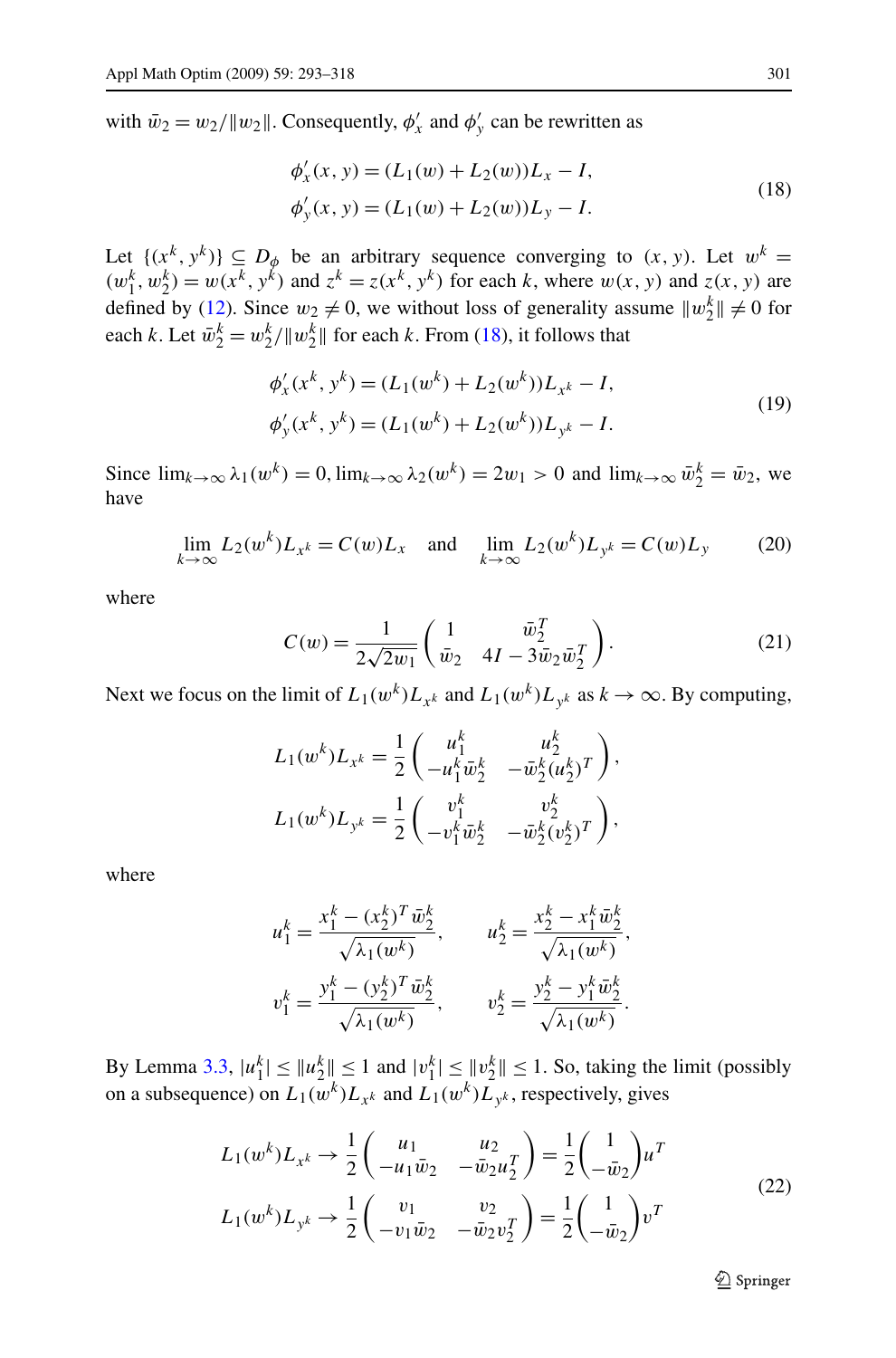with $\bar{w}_2 = w_2/\|w_2\|$. Consequently, $\phi'_x$ and $\phi'_y$ can be rewritten as

$$
\begin{aligned}
\phi'_x(x, y) &= (L_1(w) + L_2(w))L_x - I, \\
\phi'_y(x, y) &= (L_1(w) + L_2(w))L_y - I.
\end{aligned}
\tag{18}
$$

Let $\{(x^k, y^k)\} \subseteq D_\phi$ be an arbitrary sequence converging to $(x, y)$. Let $w^k = (w_1^k, w_2^k) = w(x^k, y^k)$ and $z^k = z(x^k, y^k)$ for each $k$, where $w(x, y)$ and $z(x, y)$ are defined by (12). Since $w_2 \neq 0$, we without loss of generality assume $\|w_2^k\| \neq 0$ for each $k$. Let $\bar{w}_2^k = w_2^k/\|w_2^k\|$ for each $k$. From (18), it follows that

$$
\begin{aligned}
\phi'_x(x^k, y^k) &= (L_1(w^k) + L_2(w^k))L_{x^k} - I, \\
\phi'_y(x^k, y^k) &= (L_1(w^k) + L_2(w^k))L_{y^k} - I.
\end{aligned}
\tag{19}
$$

Since $\lim_{k\to\infty} \lambda_1(w^k) = 0$, $\lim_{k\to\infty} \lambda_2(w^k) = 2w_1 > 0$ and $\lim_{k\to\infty} \bar{w}_2^k = \bar{w}_2$, we have

$$
\lim_{k\to\infty} L_2(w^k)L_{x^k} = C(w)L_x \quad \text{and} \quad \lim_{k\to\infty} L_2(w^k)L_{y^k} = C(w)L_y \tag{20}
$$

where

$$
C(w) = \frac{1}{2\sqrt{2w_1}} \begin{pmatrix} 1 & \bar{w}_2^T \\ \bar{w}_2 & 4I - 3\bar{w}_2\bar{w}_2^T \end{pmatrix}. \tag{21}
$$

Next we focus on the limit of $L_1(w^k)L_{x^k}$ and $L_1(w^k)L_{y^k}$ as $k \to \infty$. By computing,

$$
\begin{aligned}
L_1(w^k)L_{x^k} &= \frac{1}{2}\begin{pmatrix} u_1^k & u_2^k \\ -u_1^k\bar{w}_2^k & -\bar{w}_2^k(u_2^k)^T \end{pmatrix}, \\
L_1(w^k)L_{y^k} &= \frac{1}{2}\begin{pmatrix} v_1^k & v_2^k \\ -v_1^k\bar{w}_2^k & -\bar{w}_2^k(v_2^k)^T \end{pmatrix},
\end{aligned}
$$

where

$$
\begin{aligned}
u_1^k &= \frac{x_1^k - (x_2^k)^T\bar{w}_2^k}{\sqrt{\lambda_1(w^k)}}, \qquad & u_2^k &= \frac{x_2^k - x_1^k\bar{w}_2^k}{\sqrt{\lambda_1(w^k)}}, \\
v_1^k &= \frac{y_1^k - (y_2^k)^T\bar{w}_2^k}{\sqrt{\lambda_1(w^k)}}, \qquad & v_2^k &= \frac{y_2^k - y_1^k\bar{w}_2^k}{\sqrt{\lambda_1(w^k)}}.
\end{aligned}
$$

By Lemma 3.3, $|u_1^k| \le \|u_2^k\| \le 1$ and $|v_1^k| \le \|v_2^k\| \le 1$. So, taking the limit (possibly on a subsequence) on $L_1(w^k)L_{x^k}$ and $L_1(w^k)L_{y^k}$, respectively, gives

$$
\begin{aligned}
L_1(w^k)L_{x^k} &\to \frac{1}{2}\begin{pmatrix} u_1 & u_2 \\ -u_1\bar{w}_2 & -\bar{w}_2u_2^T \end{pmatrix} = \frac{1}{2}\begin{pmatrix} 1 \\ -\bar{w}_2 \end{pmatrix}u^T \\
L_1(w^k)L_{y^k} &\to \frac{1}{2}\begin{pmatrix} v_1 & v_2 \\ -v_1\bar{w}_2 & -\bar{w}_2v_2^T \end{pmatrix} = \frac{1}{2}\begin{pmatrix} 1 \\ -\bar{w}_2 \end{pmatrix}v^T
\end{aligned}
\tag{22}
$$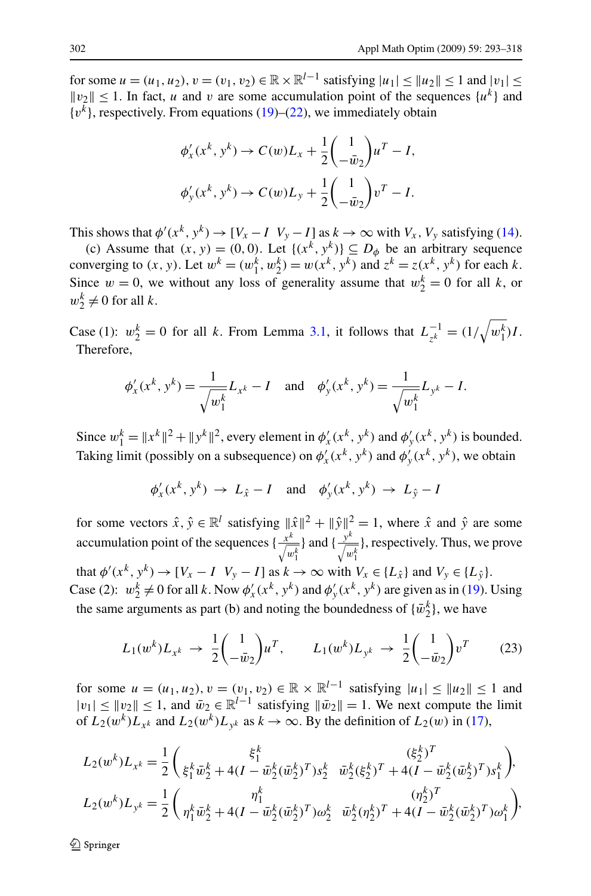for some $u = (u_1, u_2), v = (v_1, v_2) \in \mathbb{R} \times \mathbb{R}^{l-1}$ satisfying $|u_1| \leq \|u_2\| \leq 1$ and $|v_1| \leq \|v_2\| \leq 1$. In fact, $u$ and $v$ are some accumulation point of the sequences $\{u^k\}$ and $\{v^k\}$, respectively. From equations (19)–(22), we immediately obtain

$$\phi'_x(x^k, y^k) \to C(w)L_x + \frac{1}{2}\begin{pmatrix} 1 \\ -\bar{w}_2 \end{pmatrix} u^T - I,$$

$$\phi'_y(x^k, y^k) \to C(w)L_y + \frac{1}{2}\begin{pmatrix} 1 \\ -\bar{w}_2 \end{pmatrix} v^T - I.$$

This shows that $\phi'(x^k, y^k) \to [V_x - I \;\; V_y - I]$ as $k \to \infty$ with $V_x, V_y$ satisfying (14).

(c) Assume that $(x, y) = (0, 0)$. Let $\{(x^k, y^k)\} \subseteq D_\phi$ be an arbitrary sequence converging to $(x, y)$. Let $w^k = (w_1^k, w_2^k) = w(x^k, y^k)$ and $z^k = z(x^k, y^k)$ for each $k$. Since $w = 0$, we without any loss of generality assume that $w_2^k = 0$ for all $k$, or $w_2^k \neq 0$ for all $k$.

Case (1): $w_2^k = 0$ for all $k$. From Lemma 3.1, it follows that $L_{z^k}^{-1} = (1/\sqrt{w_1^k})I$. Therefore,

$$\phi'_x(x^k, y^k) = \frac{1}{\sqrt{w_1^k}} L_{x^k} - I \quad \text{and} \quad \phi'_y(x^k, y^k) = \frac{1}{\sqrt{w_1^k}} L_{y^k} - I.$$

Since $w_1^k = \|x^k\|^2 + \|y^k\|^2$, every element in $\phi'_x(x^k, y^k)$ and $\phi'_y(x^k, y^k)$ is bounded. Taking limit (possibly on a subsequence) on $\phi'_x(x^k, y^k)$ and $\phi'_y(x^k, y^k)$, we obtain

$$\phi'_x(x^k, y^k) \to L_{\hat{x}} - I \quad \text{and} \quad \phi'_y(x^k, y^k) \to L_{\hat{y}} - I$$

for some vectors $\hat{x}, \hat{y} \in \mathbb{R}^l$ satisfying $\|\hat{x}\|^2 + \|\hat{y}\|^2 = 1$, where $\hat{x}$ and $\hat{y}$ are some accumulation point of the sequences $\{\frac{x^k}{\sqrt{w_1^k}}\}$ and $\{\frac{y^k}{\sqrt{w_1^k}}\}$, respectively. Thus, we prove that $\phi'(x^k, y^k) \to [V_x - I \;\; V_y - I]$ as $k \to \infty$ with $V_x \in \{L_{\hat{x}}\}$ and $V_y \in \{L_{\hat{y}}\}$.

Case (2): $w_2^k \neq 0$ for all $k$. Now $\phi'_x(x^k, y^k)$ and $\phi'_y(x^k, y^k)$ are given as in (19). Using the same arguments as part (b) and noting the boundedness of $\{\bar{w}_2^k\}$, we have

$$L_1(w^k)L_{x^k} \to \frac{1}{2}\begin{pmatrix} 1 \\ -\bar{w}_2 \end{pmatrix} u^T, \qquad L_1(w^k)L_{y^k} \to \frac{1}{2}\begin{pmatrix} 1 \\ -\bar{w}_2 \end{pmatrix} v^T \tag{23}$$

for some $u = (u_1, u_2), v = (v_1, v_2) \in \mathbb{R} \times \mathbb{R}^{l-1}$ satisfying $|u_1| \leq \|u_2\| \leq 1$ and $|v_1| \leq \|v_2\| \leq 1$, and $\bar{w}_2 \in \mathbb{R}^{l-1}$ satisfying $\|\bar{w}_2\| = 1$. We next compute the limit of $L_2(w^k)L_{x^k}$ and $L_2(w^k)L_{y^k}$ as $k \to \infty$. By the definition of $L_2(w)$ in (17),

$$L_2(w^k)L_{x^k} = \frac{1}{2}\begin{pmatrix} \xi_1^k & (\xi_2^k)^T \\ \xi_1^k \bar{w}_2^k + 4(I - \bar{w}_2^k(\bar{w}_2^k)^T)s_2^k & \bar{w}_2^k(\xi_2^k)^T + 4(I - \bar{w}_2^k(\bar{w}_2^k)^T)s_1^k \end{pmatrix},$$

$$L_2(w^k)L_{y^k} = \frac{1}{2}\begin{pmatrix} \eta_1^k & (\eta_2^k)^T \\ \eta_1^k \bar{w}_2^k + 4(I - \bar{w}_2^k(\bar{w}_2^k)^T)\omega_2^k & \bar{w}_2^k(\eta_2^k)^T + 4(I - \bar{w}_2^k(\bar{w}_2^k)^T)\omega_1^k \end{pmatrix},$$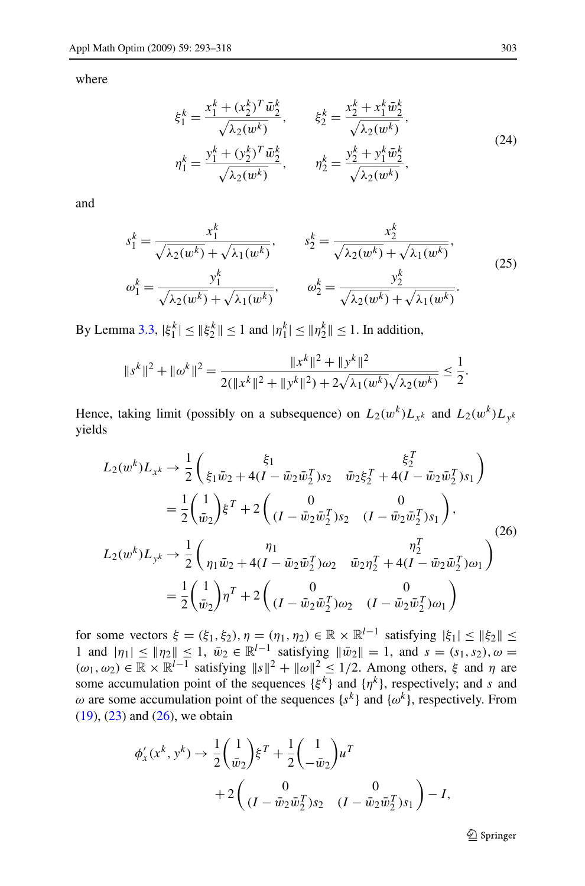where

$$
\begin{aligned}
\xi_1^k &= \frac{x_1^k + (x_2^k)^T \bar{w}_2^k}{\sqrt{\lambda_2(w^k)}}, \qquad \xi_2^k = \frac{x_2^k + x_1^k \bar{w}_2^k}{\sqrt{\lambda_2(w^k)}}, \\
\eta_1^k &= \frac{y_1^k + (y_2^k)^T \bar{w}_2^k}{\sqrt{\lambda_2(w^k)}}, \qquad \eta_2^k = \frac{y_2^k + y_1^k \bar{w}_2^k}{\sqrt{\lambda_2(w^k)}},
\end{aligned} \tag{24}
$$

and

$$
\begin{aligned}
s_1^k &= \frac{x_1^k}{\sqrt{\lambda_2(w^k)} + \sqrt{\lambda_1(w^k)}}, \qquad s_2^k = \frac{x_2^k}{\sqrt{\lambda_2(w^k)} + \sqrt{\lambda_1(w^k)}}, \\
\omega_1^k &= \frac{y_1^k}{\sqrt{\lambda_2(w^k)} + \sqrt{\lambda_1(w^k)}}, \qquad \omega_2^k = \frac{y_2^k}{\sqrt{\lambda_2(w^k)} + \sqrt{\lambda_1(w^k)}}.
\end{aligned} \tag{25}
$$

By Lemma 3.3, $|\xi_1^k| \le \|\xi_2^k\| \le 1$ and $|\eta_1^k| \le \|\eta_2^k\| \le 1$. In addition,

$$
\|s^k\|^2 + \|\omega^k\|^2 = \frac{\|x^k\|^2 + \|y^k\|^2}{2(\|x^k\|^2 + \|y^k\|^2) + 2\sqrt{\lambda_1(w^k)}\sqrt{\lambda_2(w^k)}} \le \frac{1}{2}.
$$

Hence, taking limit (possibly on a subsequence) on $L_2(w^k)L_{x^k}$ and $L_2(w^k)L_{y^k}$ yields

$$
\begin{aligned}
L_2(w^k)L_{x^k} &\to \frac{1}{2}\begin{pmatrix} \xi_1 & \xi_2^T \\ \xi_1 \bar{w}_2 + 4(I - \bar{w}_2\bar{w}_2^T)s_2 & \bar{w}_2\xi_2^T + 4(I - \bar{w}_2\bar{w}_2^T)s_1 \end{pmatrix} \\
&= \frac{1}{2}\begin{pmatrix} 1 \\ \bar{w}_2 \end{pmatrix}\xi^T + 2\begin{pmatrix} 0 & 0 \\ (I - \bar{w}_2\bar{w}_2^T)s_2 & (I - \bar{w}_2\bar{w}_2^T)s_1 \end{pmatrix}, \\
L_2(w^k)L_{y^k} &\to \frac{1}{2}\begin{pmatrix} \eta_1 & \eta_2^T \\ \eta_1 \bar{w}_2 + 4(I - \bar{w}_2\bar{w}_2^T)\omega_2 & \bar{w}_2\eta_2^T + 4(I - \bar{w}_2\bar{w}_2^T)\omega_1 \end{pmatrix} \\
&= \frac{1}{2}\begin{pmatrix} 1 \\ \bar{w}_2 \end{pmatrix}\eta^T + 2\begin{pmatrix} 0 & 0 \\ (I - \bar{w}_2\bar{w}_2^T)\omega_2 & (I - \bar{w}_2\bar{w}_2^T)\omega_1 \end{pmatrix}
\end{aligned} \tag{26}
$$

for some vectors $\xi = (\xi_1, \xi_2), \eta = (\eta_1, \eta_2) \in \mathbb{R} \times \mathbb{R}^{l-1}$ satisfying $|\xi_1| \le \|\xi_2\| \le 1$ and $|\eta_1| \le \|\eta_2\| \le 1$, $\bar{w}_2 \in \mathbb{R}^{l-1}$ satisfying $\|\bar{w}_2\| = 1$, and $s = (s_1, s_2), \omega = (\omega_1, \omega_2) \in \mathbb{R} \times \mathbb{R}^{l-1}$ satisfying $\|s\|^2 + \|\omega\|^2 \le 1/2$. Among others, $\xi$ and $\eta$ are some accumulation point of the sequences $\{\xi^k\}$ and $\{\eta^k\}$, respectively; and $s$ and $\omega$ are some accumulation point of the sequences $\{s^k\}$ and $\{\omega^k\}$, respectively. From (19), (23) and (26), we obtain

$$
\begin{aligned}
\phi_x'(x^k, y^k) \to{}& \frac{1}{2}\begin{pmatrix} 1 \\ \bar{w}_2 \end{pmatrix}\xi^T + \frac{1}{2}\begin{pmatrix} 1 \\ -\bar{w}_2 \end{pmatrix}u^T \\
&+ 2\begin{pmatrix} 0 & 0 \\ (I - \bar{w}_2\bar{w}_2^T)s_2 & (I - \bar{w}_2\bar{w}_2^T)s_1 \end{pmatrix} - I,
\end{aligned}
$$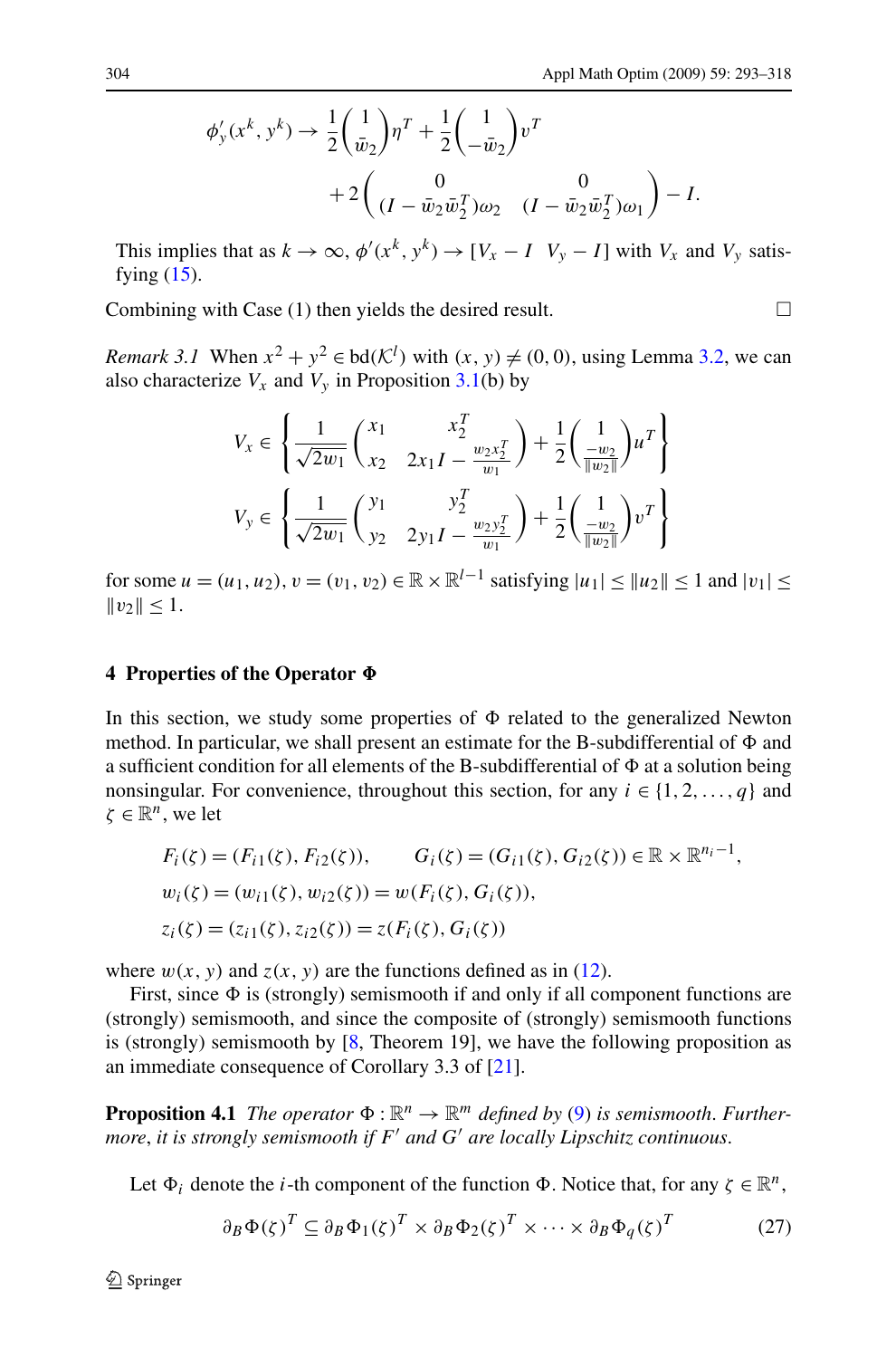$$
\phi'_y(x^k, y^k) \to \frac{1}{2}\begin{pmatrix} 1 \\ \bar{w}_2 \end{pmatrix}\eta^T + \frac{1}{2}\begin{pmatrix} 1 \\ -\bar{w}_2 \end{pmatrix}\upsilon^T
$$

$$
+ 2\begin{pmatrix} 0 & 0 \\ (I - \bar{w}_2\bar{w}_2^T)\omega_2 & (I - \bar{w}_2\bar{w}_2^T)\omega_1 \end{pmatrix} - I.
$$

This implies that as $k \to \infty$, $\phi'(x^k, y^k) \to [V_x - I \;\; V_y - I]$ with $V_x$ and $V_y$ satisfying (15).

Combining with Case (1) then yields the desired result. □

*Remark 3.1* When $x^2 + y^2 \in \mathrm{bd}(\mathcal{K}^l)$ with $(x, y) \neq (0, 0)$, using Lemma 3.2, we can also characterize $V_x$ and $V_y$ in Proposition 3.1(b) by

$$
V_x \in \left\{ \frac{1}{\sqrt{2w_1}} \begin{pmatrix} x_1 & x_2^T \\ x_2 & 2x_1 I - \frac{w_2 x_2^T}{w_1} \end{pmatrix} + \frac{1}{2}\begin{pmatrix} 1 \\ \frac{-w_2}{\|w_2\|} \end{pmatrix} u^T \right\}
$$

$$
V_y \in \left\{ \frac{1}{\sqrt{2w_1}} \begin{pmatrix} y_1 & y_2^T \\ y_2 & 2y_1 I - \frac{w_2 y_2^T}{w_1} \end{pmatrix} + \frac{1}{2}\begin{pmatrix} 1 \\ \frac{-w_2}{\|w_2\|} \end{pmatrix} v^T \right\}
$$

for some $u = (u_1, u_2), v = (v_1, v_2) \in \mathbb{R} \times \mathbb{R}^{l-1}$ satisfying $|u_1| \le \|u_2\| \le 1$ and $|v_1| \le \|v_2\| \le 1$.

## 4 Properties of the Operator $\Phi$

In this section, we study some properties of $\Phi$ related to the generalized Newton method. In particular, we shall present an estimate for the B-subdifferential of $\Phi$ and a sufficient condition for all elements of the B-subdifferential of $\Phi$ at a solution being nonsingular. For convenience, throughout this section, for any $i \in \{1, 2, \ldots, q\}$ and $\zeta \in \mathbb{R}^n$, we let

$$
\begin{aligned}
&F_i(\zeta) = (F_{i1}(\zeta), F_{i2}(\zeta)), \qquad G_i(\zeta) = (G_{i1}(\zeta), G_{i2}(\zeta)) \in \mathbb{R} \times \mathbb{R}^{n_i - 1}, \\
&w_i(\zeta) = (w_{i1}(\zeta), w_{i2}(\zeta)) = w(F_i(\zeta), G_i(\zeta)), \\
&z_i(\zeta) = (z_{i1}(\zeta), z_{i2}(\zeta)) = z(F_i(\zeta), G_i(\zeta))
\end{aligned}
$$

where $w(x, y)$ and $z(x, y)$ are the functions defined as in (12).

First, since $\Phi$ is (strongly) semismooth if and only if all component functions are (strongly) semismooth, and since the composite of (strongly) semismooth functions is (strongly) semismooth by [8, Theorem 19], we have the following proposition as an immediate consequence of Corollary 3.3 of [21].

**Proposition 4.1** *The operator $\Phi : \mathbb{R}^n \to \mathbb{R}^m$ defined by (9) is semismooth. Furthermore, it is strongly semismooth if $F'$ and $G'$ are locally Lipschitz continuous.*

Let $\Phi_i$ denote the $i$-th component of the function $\Phi$. Notice that, for any $\zeta \in \mathbb{R}^n$,

$$
\partial_B \Phi(\zeta)^T \subseteq \partial_B \Phi_1(\zeta)^T \times \partial_B \Phi_2(\zeta)^T \times \cdots \times \partial_B \Phi_q(\zeta)^T \tag{27}
$$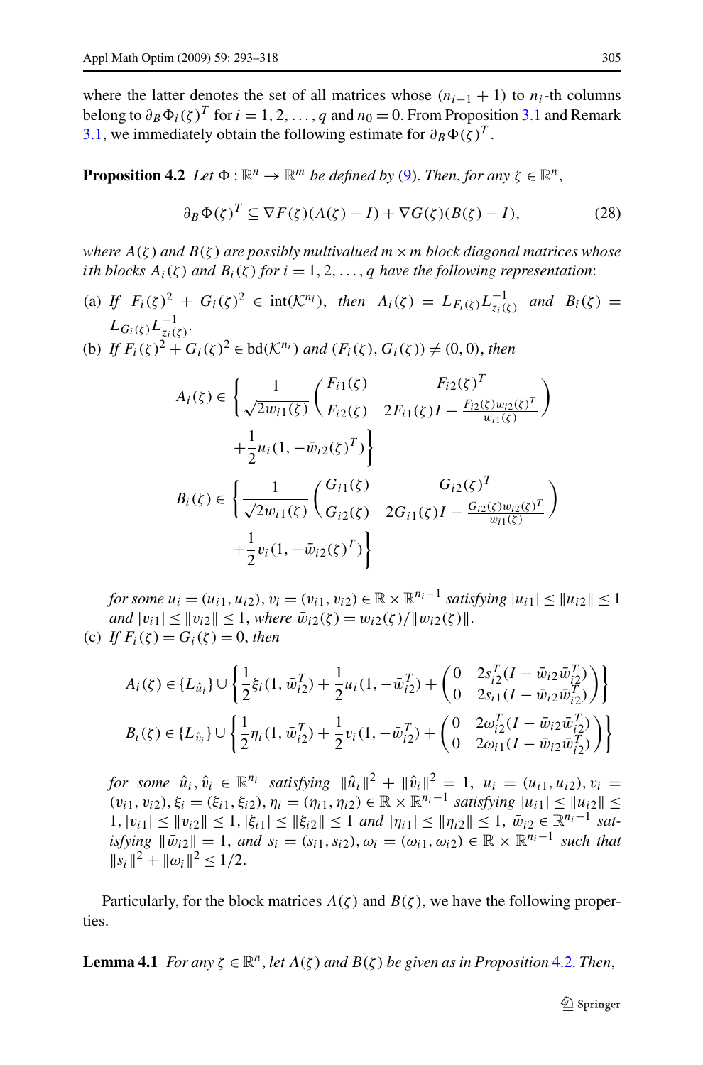where the latter denotes the set of all matrices whose $(n_{i-1}+1)$ to $n_i$-th columns belong to $\partial_B \Phi_i(\zeta)^T$ for $i=1,2,\ldots,q$ and $n_0=0$. From Proposition 3.1 and Remark 3.1, we immediately obtain the following estimate for $\partial_B \Phi(\zeta)^T$.

**Proposition 4.2** *Let $\Phi:\mathbb{R}^n \to \mathbb{R}^m$ be defined by (9). Then, for any $\zeta \in \mathbb{R}^n$,*

$$\partial_B \Phi(\zeta)^T \subseteq \nabla F(\zeta)(A(\zeta)-I) + \nabla G(\zeta)(B(\zeta)-I), \tag{28}$$

*where $A(\zeta)$ and $B(\zeta)$ are possibly multivalued $m\times m$ block diagonal matrices whose $i$th blocks $A_i(\zeta)$ and $B_i(\zeta)$ for $i=1,2,\ldots,q$ have the following representation*:

(a) *If $F_i(\zeta)^2 + G_i(\zeta)^2 \in \mathrm{int}(\mathcal{K}^{n_i})$, then $A_i(\zeta) = L_{F_i(\zeta)} L^{-1}_{z_i(\zeta)}$ and $B_i(\zeta) = L_{G_i(\zeta)} L^{-1}_{z_i(\zeta)}$.*

(b) *If $F_i(\zeta)^2 + G_i(\zeta)^2 \in \mathrm{bd}(\mathcal{K}^{n_i})$ and $(F_i(\zeta), G_i(\zeta)) \neq (0,0)$, then*

$$A_i(\zeta) \in \left\{ \frac{1}{\sqrt{2w_{i1}(\zeta)}} \begin{pmatrix} F_{i1}(\zeta) & F_{i2}(\zeta)^T \\ F_{i2}(\zeta) & 2F_{i1}(\zeta)I - \frac{F_{i2}(\zeta)w_{i2}(\zeta)^T}{w_{i1}(\zeta)} \end{pmatrix} + \frac{1}{2} u_i (1, -\bar{w}_{i2}(\zeta)^T) \right\}$$

$$B_i(\zeta) \in \left\{ \frac{1}{\sqrt{2w_{i1}(\zeta)}} \begin{pmatrix} G_{i1}(\zeta) & G_{i2}(\zeta)^T \\ G_{i2}(\zeta) & 2G_{i1}(\zeta)I - \frac{G_{i2}(\zeta)w_{i2}(\zeta)^T}{w_{i1}(\zeta)} \end{pmatrix} + \frac{1}{2} v_i (1, -\bar{w}_{i2}(\zeta)^T) \right\}$$

*for some $u_i = (u_{i1}, u_{i2}), v_i = (v_{i1}, v_{i2}) \in \mathbb{R}\times\mathbb{R}^{n_i-1}$ satisfying $|u_{i1}| \le \|u_{i2}\| \le 1$ and $|v_{i1}| \le \|v_{i2}\| \le 1$, where $\bar{w}_{i2}(\zeta) = w_{i2}(\zeta)/\|w_{i2}(\zeta)\|$.*

(c) *If $F_i(\zeta) = G_i(\zeta) = 0$, then*

$$A_i(\zeta) \in \{L_{\hat{u}_i}\} \cup \left\{ \frac{1}{2}\xi_i(1, \bar{w}_{i2}^T) + \frac{1}{2}u_i(1, -\bar{w}_{i2}^T) + \begin{pmatrix} 0 & 2s_{i2}^T(I - \bar{w}_{i2}\bar{w}_{i2}^T) \\ 0 & 2s_{i1}(I - \bar{w}_{i2}\bar{w}_{i2}^T) \end{pmatrix} \right\}$$

$$B_i(\zeta) \in \{L_{\hat{v}_i}\} \cup \left\{ \frac{1}{2}\eta_i(1, \bar{w}_{i2}^T) + \frac{1}{2}v_i(1, -\bar{w}_{i2}^T) + \begin{pmatrix} 0 & 2\omega_{i2}^T(I - \bar{w}_{i2}\bar{w}_{i2}^T) \\ 0 & 2\omega_{i1}(I - \bar{w}_{i2}\bar{w}_{i2}^T) \end{pmatrix} \right\}$$

*for some $\hat{u}_i, \hat{v}_i \in \mathbb{R}^{n_i}$ satisfying $\|\hat{u}_i\|^2 + \|\hat{v}_i\|^2 = 1$, $u_i = (u_{i1}, u_{i2}), v_i = (v_{i1}, v_{i2}), \xi_i = (\xi_{i1}, \xi_{i2}), \eta_i = (\eta_{i1}, \eta_{i2}) \in \mathbb{R}\times\mathbb{R}^{n_i-1}$ satisfying $|u_{i1}| \le \|u_{i2}\| \le 1$, $|v_{i1}| \le \|v_{i2}\| \le 1$, $|\xi_{i1}| \le \|\xi_{i2}\| \le 1$ and $|\eta_{i1}| \le \|\eta_{i2}\| \le 1$, $\bar{w}_{i2} \in \mathbb{R}^{n_i-1}$ satisfying $\|\bar{w}_{i2}\| = 1$, and $s_i = (s_{i1}, s_{i2}), \omega_i = (\omega_{i1}, \omega_{i2}) \in \mathbb{R}\times\mathbb{R}^{n_i-1}$ such that $\|s_i\|^2 + \|\omega_i\|^2 \le 1/2$.*

Particularly, for the block matrices $A(\zeta)$ and $B(\zeta)$, we have the following properties.

**Lemma 4.1** *For any $\zeta \in \mathbb{R}^n$, let $A(\zeta)$ and $B(\zeta)$ be given as in Proposition 4.2. Then,*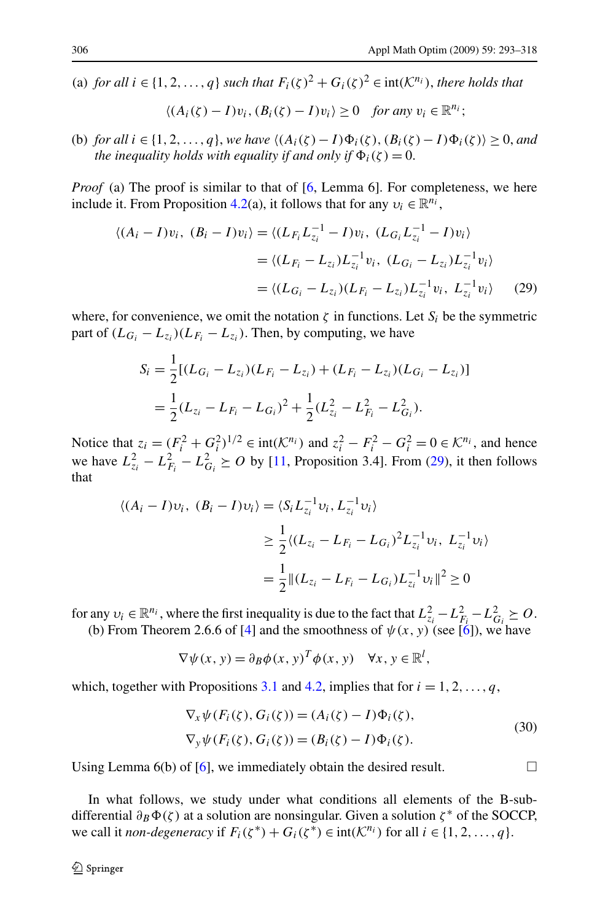(a) *for all* $i \in \{1, 2, \ldots, q\}$ *such that* $F_i(\zeta)^2 + G_i(\zeta)^2 \in \mathrm{int}(\mathcal{K}^{n_i})$, *there holds that*

$$\langle (A_i(\zeta) - I)\upsilon_i, (B_i(\zeta) - I)\upsilon_i \rangle \geq 0 \quad \textit{for any } \upsilon_i \in \mathbb{R}^{n_i};$$

(b) *for all* $i \in \{1, 2, \ldots, q\}$, *we have* $\langle (A_i(\zeta) - I)\Phi_i(\zeta), (B_i(\zeta) - I)\Phi_i(\zeta) \rangle \geq 0$, *and the inequality holds with equality if and only if* $\Phi_i(\zeta) = 0$.

*Proof* (a) The proof is similar to that of [6, Lemma 6]. For completeness, we here include it. From Proposition 4.2(a), it follows that for any $\upsilon_i \in \mathbb{R}^{n_i}$,

$$\begin{aligned}
\langle (A_i - I)\upsilon_i,\ (B_i - I)\upsilon_i \rangle &= \langle (L_{F_i} L_{z_i}^{-1} - I)\upsilon_i,\ (L_{G_i} L_{z_i}^{-1} - I)\upsilon_i \rangle \\
&= \langle (L_{F_i} - L_{z_i}) L_{z_i}^{-1}\upsilon_i,\ (L_{G_i} - L_{z_i}) L_{z_i}^{-1}\upsilon_i \rangle \\
&= \langle (L_{G_i} - L_{z_i})(L_{F_i} - L_{z_i}) L_{z_i}^{-1}\upsilon_i,\ L_{z_i}^{-1}\upsilon_i \rangle
\end{aligned} \tag{29}$$

where, for convenience, we omit the notation $\zeta$ in functions. Let $S_i$ be the symmetric part of $(L_{G_i} - L_{z_i})(L_{F_i} - L_{z_i})$. Then, by computing, we have

$$\begin{aligned}
S_i &= \frac{1}{2}[(L_{G_i} - L_{z_i})(L_{F_i} - L_{z_i}) + (L_{F_i} - L_{z_i})(L_{G_i} - L_{z_i})] \\
&= \frac{1}{2}(L_{z_i} - L_{F_i} - L_{G_i})^2 + \frac{1}{2}(L_{z_i}^2 - L_{F_i}^2 - L_{G_i}^2).
\end{aligned}$$

Notice that $z_i = (F_i^2 + G_i^2)^{1/2} \in \mathrm{int}(\mathcal{K}^{n_i})$ and $z_i^2 - F_i^2 - G_i^2 = 0 \in \mathcal{K}^{n_i}$, and hence we have $L_{z_i}^2 - L_{F_i}^2 - L_{G_i}^2 \succeq O$ by [11, Proposition 3.4]. From (29), it then follows that

$$\begin{aligned}
\langle (A_i - I)\upsilon_i,\ (B_i - I)\upsilon_i \rangle &= \langle S_i L_{z_i}^{-1}\upsilon_i, L_{z_i}^{-1}\upsilon_i \rangle \\
&\geq \frac{1}{2}\langle (L_{z_i} - L_{F_i} - L_{G_i})^2 L_{z_i}^{-1}\upsilon_i,\ L_{z_i}^{-1}\upsilon_i \rangle \\
&= \frac{1}{2}\|(L_{z_i} - L_{F_i} - L_{G_i}) L_{z_i}^{-1}\upsilon_i\|^2 \geq 0
\end{aligned}$$

for any $\upsilon_i \in \mathbb{R}^{n_i}$, where the first inequality is due to the fact that $L_{z_i}^2 - L_{F_i}^2 - L_{G_i}^2 \succeq O$.

(b) From Theorem 2.6.6 of [4] and the smoothness of $\psi(x, y)$ (see [6]), we have

$$\nabla \psi(x, y) = \partial_B \phi(x, y)^T \phi(x, y) \quad \forall x, y \in \mathbb{R}^l,$$

which, together with Propositions 3.1 and 4.2, implies that for $i = 1, 2, \ldots, q$,

$$\begin{aligned}
\nabla_x \psi(F_i(\zeta), G_i(\zeta)) &= (A_i(\zeta) - I)\Phi_i(\zeta), \\
\nabla_y \psi(F_i(\zeta), G_i(\zeta)) &= (B_i(\zeta) - I)\Phi_i(\zeta).
\end{aligned} \tag{30}$$

Using Lemma 6(b) of [6], we immediately obtain the desired result. $\square$

In what follows, we study under what conditions all elements of the B-subdifferential $\partial_B \Phi(\zeta)$ at a solution are nonsingular. Given a solution $\zeta^*$ of the SOCCP, we call it *non-degeneracy* if $F_i(\zeta^*) + G_i(\zeta^*) \in \mathrm{int}(\mathcal{K}^{n_i})$ for all $i \in \{1, 2, \ldots, q\}$.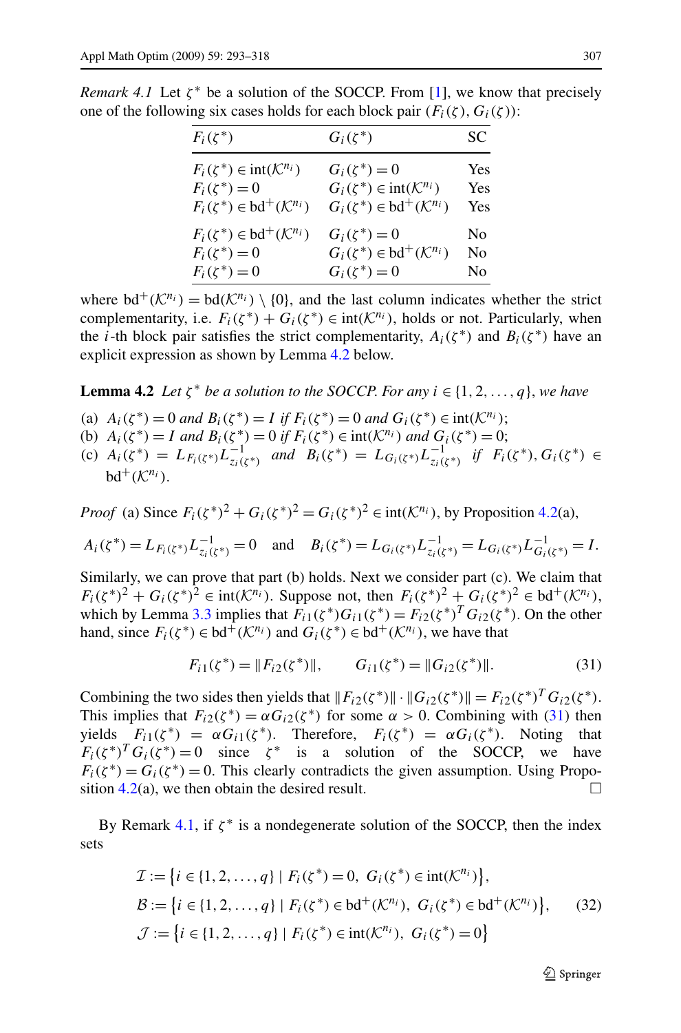*Remark 4.1* Let $\zeta^*$ be a solution of the SOCCP. From [1], we know that precisely one of the following six cases holds for each block pair $(F_i(\zeta), G_i(\zeta))$:

| $F_i(\zeta^*)$ | $G_i(\zeta^*)$ | SC |
|---|---|---|
| $F_i(\zeta^*) \in \mathrm{int}(\mathcal{K}^{n_i})$ | $G_i(\zeta^*) = 0$ | Yes |
| $F_i(\zeta^*) = 0$ | $G_i(\zeta^*) \in \mathrm{int}(\mathcal{K}^{n_i})$ | Yes |
| $F_i(\zeta^*) \in \mathrm{bd}^+(\mathcal{K}^{n_i})$ | $G_i(\zeta^*) \in \mathrm{bd}^+(\mathcal{K}^{n_i})$ | Yes |
| $F_i(\zeta^*) \in \mathrm{bd}^+(\mathcal{K}^{n_i})$ | $G_i(\zeta^*) = 0$ | No |
| $F_i(\zeta^*) = 0$ | $G_i(\zeta^*) \in \mathrm{bd}^+(\mathcal{K}^{n_i})$ | No |
| $F_i(\zeta^*) = 0$ | $G_i(\zeta^*) = 0$ | No |

where $\mathrm{bd}^+(\mathcal{K}^{n_i}) = \mathrm{bd}(\mathcal{K}^{n_i}) \setminus \{0\}$, and the last column indicates whether the strict complementarity, i.e. $F_i(\zeta^*) + G_i(\zeta^*) \in \mathrm{int}(\mathcal{K}^{n_i})$, holds or not. Particularly, when the $i$-th block pair satisfies the strict complementarity, $A_i(\zeta^*)$ and $B_i(\zeta^*)$ have an explicit expression as shown by Lemma 4.2 below.

**Lemma 4.2** *Let $\zeta^*$ be a solution to the SOCCP. For any $i \in \{1, 2, \ldots, q\}$, we have*

(a) $A_i(\zeta^*) = 0$ *and* $B_i(\zeta^*) = I$ *if* $F_i(\zeta^*) = 0$ *and* $G_i(\zeta^*) \in \mathrm{int}(\mathcal{K}^{n_i})$;
(b) $A_i(\zeta^*) = I$ *and* $B_i(\zeta^*) = 0$ *if* $F_i(\zeta^*) \in \mathrm{int}(\mathcal{K}^{n_i})$ *and* $G_i(\zeta^*) = 0$;
(c) $A_i(\zeta^*) = L_{F_i(\zeta^*)} L^{-1}_{z_i(\zeta^*)}$ *and* $B_i(\zeta^*) = L_{G_i(\zeta^*)} L^{-1}_{z_i(\zeta^*)}$ *if* $F_i(\zeta^*), G_i(\zeta^*) \in \mathrm{bd}^+(\mathcal{K}^{n_i})$.

*Proof* (a) Since $F_i(\zeta^*)^2 + G_i(\zeta^*)^2 = G_i(\zeta^*)^2 \in \mathrm{int}(\mathcal{K}^{n_i})$, by Proposition 4.2(a),

$$A_i(\zeta^*) = L_{F_i(\zeta^*)} L^{-1}_{z_i(\zeta^*)} = 0 \quad \text{and} \quad B_i(\zeta^*) = L_{G_i(\zeta^*)} L^{-1}_{z_i(\zeta^*)} = L_{G_i(\zeta^*)} L^{-1}_{G_i(\zeta^*)} = I.$$

Similarly, we can prove that part (b) holds. Next we consider part (c). We claim that $F_i(\zeta^*)^2 + G_i(\zeta^*)^2 \in \mathrm{int}(\mathcal{K}^{n_i})$. Suppose not, then $F_i(\zeta^*)^2 + G_i(\zeta^*)^2 \in \mathrm{bd}^+(\mathcal{K}^{n_i})$, which by Lemma 3.3 implies that $F_{i1}(\zeta^*) G_{i1}(\zeta^*) = F_{i2}(\zeta^*)^T G_{i2}(\zeta^*)$. On the other hand, since $F_i(\zeta^*) \in \mathrm{bd}^+(\mathcal{K}^{n_i})$ and $G_i(\zeta^*) \in \mathrm{bd}^+(\mathcal{K}^{n_i})$, we have that

$$F_{i1}(\zeta^*) = \|F_{i2}(\zeta^*)\|, \qquad G_{i1}(\zeta^*) = \|G_{i2}(\zeta^*)\|. \tag{31}$$

Combining the two sides then yields that $\|F_{i2}(\zeta^*)\| \cdot \|G_{i2}(\zeta^*)\| = F_{i2}(\zeta^*)^T G_{i2}(\zeta^*)$. This implies that $F_{i2}(\zeta^*) = \alpha G_{i2}(\zeta^*)$ for some $\alpha > 0$. Combining with (31) then yields $F_{i1}(\zeta^*) = \alpha G_{i1}(\zeta^*)$. Therefore, $F_i(\zeta^*) = \alpha G_i(\zeta^*)$. Noting that $F_i(\zeta^*)^T G_i(\zeta^*) = 0$ since $\zeta^*$ is a solution of the SOCCP, we have $F_i(\zeta^*) = G_i(\zeta^*) = 0$. This clearly contradicts the given assumption. Using Proposition 4.2(a), we then obtain the desired result. □

By Remark 4.1, if $\zeta^*$ is a nondegenerate solution of the SOCCP, then the index sets

$$\begin{aligned}
\mathcal{I} &:= \left\{ i \in \{1, 2, \ldots, q\} \mid F_i(\zeta^*) = 0,\ G_i(\zeta^*) \in \mathrm{int}(\mathcal{K}^{n_i}) \right\}, \\
\mathcal{B} &:= \left\{ i \in \{1, 2, \ldots, q\} \mid F_i(\zeta^*) \in \mathrm{bd}^+(\mathcal{K}^{n_i}),\ G_i(\zeta^*) \in \mathrm{bd}^+(\mathcal{K}^{n_i}) \right\}, \\
\mathcal{J} &:= \left\{ i \in \{1, 2, \ldots, q\} \mid F_i(\zeta^*) \in \mathrm{int}(\mathcal{K}^{n_i}),\ G_i(\zeta^*) = 0 \right\}
\end{aligned} \tag{32}$$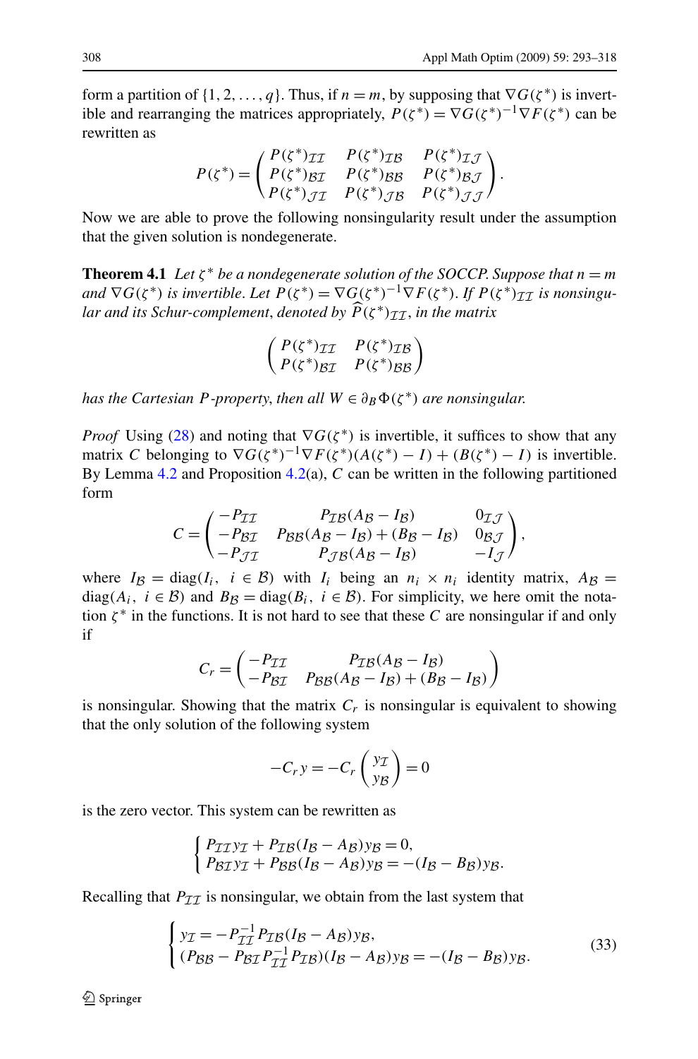form a partition of $\{1, 2, \ldots, q\}$. Thus, if $n = m$, by supposing that $\nabla G(\zeta^*)$ is invertible and rearranging the matrices appropriately, $P(\zeta^*) = \nabla G(\zeta^*)^{-1}\nabla F(\zeta^*)$ can be rewritten as

$$P(\zeta^*) = \begin{pmatrix} P(\zeta^*)_{\mathcal{I}\mathcal{I}} & P(\zeta^*)_{\mathcal{I}\mathcal{B}} & P(\zeta^*)_{\mathcal{I}\mathcal{J}} \\ P(\zeta^*)_{\mathcal{B}\mathcal{I}} & P(\zeta^*)_{\mathcal{B}\mathcal{B}} & P(\zeta^*)_{\mathcal{B}\mathcal{J}} \\ P(\zeta^*)_{\mathcal{J}\mathcal{I}} & P(\zeta^*)_{\mathcal{J}\mathcal{B}} & P(\zeta^*)_{\mathcal{J}\mathcal{J}} \end{pmatrix}.$$

Now we are able to prove the following nonsingularity result under the assumption that the given solution is nondegenerate.

**Theorem 4.1** *Let $\zeta^*$ be a nondegenerate solution of the SOCCP. Suppose that $n = m$ and $\nabla G(\zeta^*)$ is invertible. Let $P(\zeta^*) = \nabla G(\zeta^*)^{-1}\nabla F(\zeta^*)$. If $P(\zeta^*)_{\mathcal{I}\mathcal{I}}$ is nonsingular and its Schur-complement, denoted by $\widehat{P}(\zeta^*)_{\mathcal{I}\mathcal{I}}$, in the matrix*

$$\begin{pmatrix} P(\zeta^*)_{\mathcal{I}\mathcal{I}} & P(\zeta^*)_{\mathcal{I}\mathcal{B}} \\ P(\zeta^*)_{\mathcal{B}\mathcal{I}} & P(\zeta^*)_{\mathcal{B}\mathcal{B}} \end{pmatrix}$$

*has the Cartesian $P$-property, then all $W \in \partial_B \Phi(\zeta^*)$ are nonsingular.*

*Proof* Using (28) and noting that $\nabla G(\zeta^*)$ is invertible, it suffices to show that any matrix $C$ belonging to $\nabla G(\zeta^*)^{-1}\nabla F(\zeta^*)(A(\zeta^*) - I) + (B(\zeta^*) - I)$ is invertible. By Lemma 4.2 and Proposition 4.2(a), $C$ can be written in the following partitioned form

$$C = \begin{pmatrix} -P_{\mathcal{I}\mathcal{I}} & P_{\mathcal{I}\mathcal{B}}(A_{\mathcal{B}} - I_{\mathcal{B}}) & 0_{\mathcal{I}\mathcal{J}} \\ -P_{\mathcal{B}\mathcal{I}} & P_{\mathcal{B}\mathcal{B}}(A_{\mathcal{B}} - I_{\mathcal{B}}) + (B_{\mathcal{B}} - I_{\mathcal{B}}) & 0_{\mathcal{B}\mathcal{J}} \\ -P_{\mathcal{J}\mathcal{I}} & P_{\mathcal{J}\mathcal{B}}(A_{\mathcal{B}} - I_{\mathcal{B}}) & -I_{\mathcal{J}} \end{pmatrix},$$

where $I_{\mathcal{B}} = \operatorname{diag}(I_i,\ i \in \mathcal{B})$ with $I_i$ being an $n_i \times n_i$ identity matrix, $A_{\mathcal{B}} = \operatorname{diag}(A_i,\ i \in \mathcal{B})$ and $B_{\mathcal{B}} = \operatorname{diag}(B_i,\ i \in \mathcal{B})$. For simplicity, we here omit the notation $\zeta^*$ in the functions. It is not hard to see that these $C$ are nonsingular if and only if

$$C_r = \begin{pmatrix} -P_{\mathcal{I}\mathcal{I}} & P_{\mathcal{I}\mathcal{B}}(A_{\mathcal{B}} - I_{\mathcal{B}}) \\ -P_{\mathcal{B}\mathcal{I}} & P_{\mathcal{B}\mathcal{B}}(A_{\mathcal{B}} - I_{\mathcal{B}}) + (B_{\mathcal{B}} - I_{\mathcal{B}}) \end{pmatrix}$$

is nonsingular. Showing that the matrix $C_r$ is nonsingular is equivalent to showing that the only solution of the following system

$$-C_r y = -C_r \begin{pmatrix} y_{\mathcal{I}} \\ y_{\mathcal{B}} \end{pmatrix} = 0$$

is the zero vector. This system can be rewritten as

$$\begin{cases} P_{\mathcal{I}\mathcal{I}} y_{\mathcal{I}} + P_{\mathcal{I}\mathcal{B}}(I_{\mathcal{B}} - A_{\mathcal{B}}) y_{\mathcal{B}} = 0, \\ P_{\mathcal{B}\mathcal{I}} y_{\mathcal{I}} + P_{\mathcal{B}\mathcal{B}}(I_{\mathcal{B}} - A_{\mathcal{B}}) y_{\mathcal{B}} = -(I_{\mathcal{B}} - B_{\mathcal{B}}) y_{\mathcal{B}}. \end{cases}$$

Recalling that $P_{\mathcal{I}\mathcal{I}}$ is nonsingular, we obtain from the last system that

$$\begin{cases} y_{\mathcal{I}} = -P_{\mathcal{I}\mathcal{I}}^{-1} P_{\mathcal{I}\mathcal{B}}(I_{\mathcal{B}} - A_{\mathcal{B}}) y_{\mathcal{B}}, \\ (P_{\mathcal{B}\mathcal{B}} - P_{\mathcal{B}\mathcal{I}} P_{\mathcal{I}\mathcal{I}}^{-1} P_{\mathcal{I}\mathcal{B}})(I_{\mathcal{B}} - A_{\mathcal{B}}) y_{\mathcal{B}} = -(I_{\mathcal{B}} - B_{\mathcal{B}}) y_{\mathcal{B}}. \end{cases} \tag{33}$$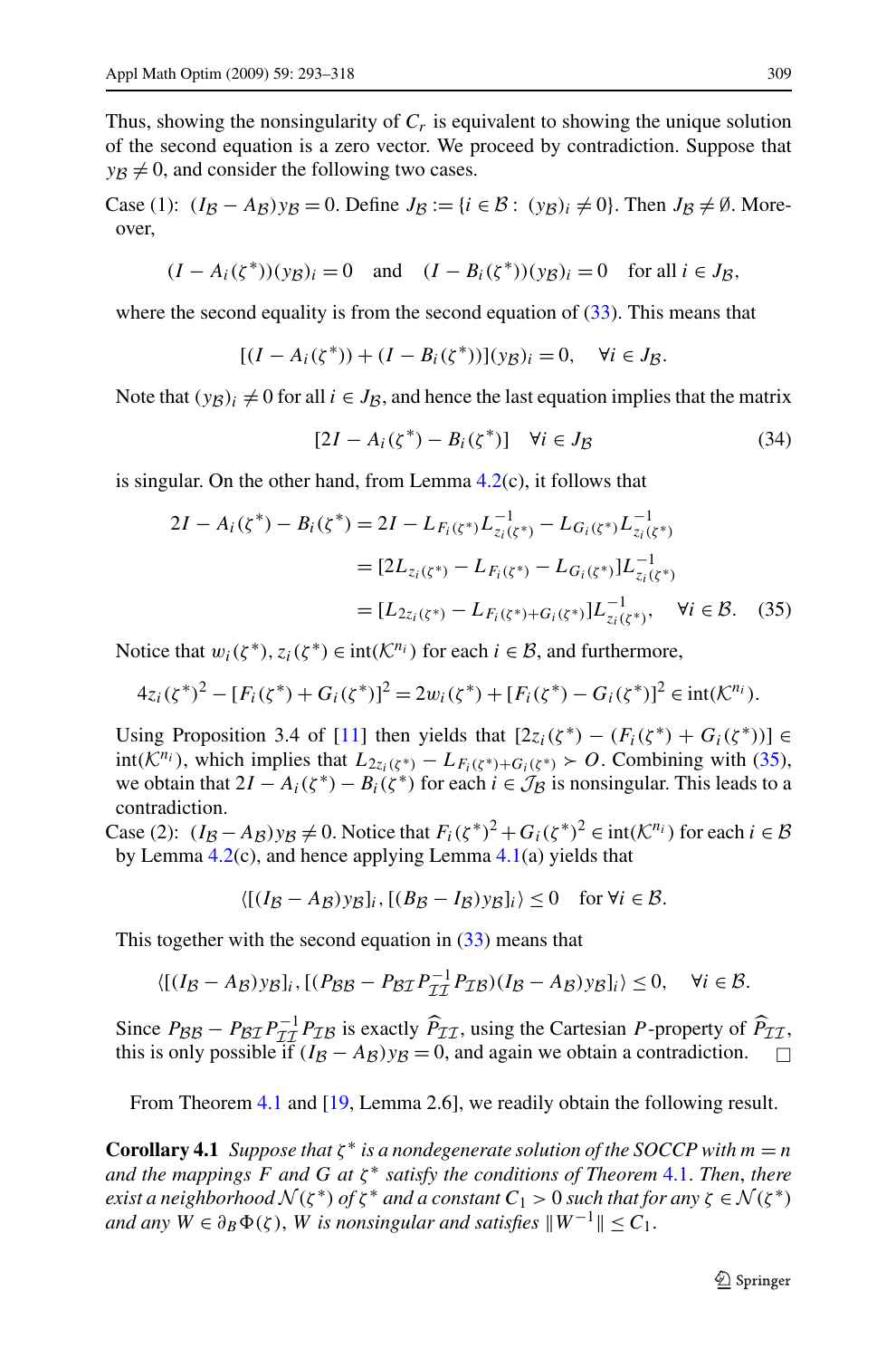Thus, showing the nonsingularity of $C_r$ is equivalent to showing the unique solution of the second equation is a zero vector. We proceed by contradiction. Suppose that $y_{\mathcal{B}} \neq 0$, and consider the following two cases.

Case (1): $(I_{\mathcal{B}} - A_{\mathcal{B}})y_{\mathcal{B}} = 0$. Define $J_{\mathcal{B}} := \{i \in \mathcal{B} : (y_{\mathcal{B}})_i \neq 0\}$. Then $J_{\mathcal{B}} \neq \emptyset$. Moreover,

$$(I - A_i(\zeta^*))(y_{\mathcal{B}})_i = 0 \quad \text{and} \quad (I - B_i(\zeta^*))(y_{\mathcal{B}})_i = 0 \quad \text{for all } i \in J_{\mathcal{B}},$$

where the second equality is from the second equation of (33). This means that

$$[(I - A_i(\zeta^*)) + (I - B_i(\zeta^*))](y_{\mathcal{B}})_i = 0, \quad \forall i \in J_{\mathcal{B}}.$$

Note that $(y_{\mathcal{B}})_i \neq 0$ for all $i \in J_{\mathcal{B}}$, and hence the last equation implies that the matrix

$$[2I - A_i(\zeta^*) - B_i(\zeta^*)] \quad \forall i \in J_{\mathcal{B}} \tag{34}$$

is singular. On the other hand, from Lemma 4.2(c), it follows that

$$\begin{aligned}
2I - A_i(\zeta^*) - B_i(\zeta^*) &= 2I - L_{F_i(\zeta^*)}L^{-1}_{z_i(\zeta^*)} - L_{G_i(\zeta^*)}L^{-1}_{z_i(\zeta^*)} \\
&= [2L_{z_i(\zeta^*)} - L_{F_i(\zeta^*)} - L_{G_i(\zeta^*)}]L^{-1}_{z_i(\zeta^*)} \\
&= [L_{2z_i(\zeta^*)} - L_{F_i(\zeta^*)+G_i(\zeta^*)}]L^{-1}_{z_i(\zeta^*)}, \quad \forall i \in \mathcal{B}.
\end{aligned} \tag{35}$$

Notice that $w_i(\zeta^*), z_i(\zeta^*) \in \text{int}(\mathcal{K}^{n_i})$ for each $i \in \mathcal{B}$, and furthermore,

$$4z_i(\zeta^*)^2 - [F_i(\zeta^*) + G_i(\zeta^*)]^2 = 2w_i(\zeta^*) + [F_i(\zeta^*) - G_i(\zeta^*)]^2 \in \text{int}(\mathcal{K}^{n_i}).$$

Using Proposition 3.4 of [11] then yields that $[2z_i(\zeta^*) - (F_i(\zeta^*) + G_i(\zeta^*))] \in \text{int}(\mathcal{K}^{n_i})$, which implies that $L_{2z_i(\zeta^*)} - L_{F_i(\zeta^*)+G_i(\zeta^*)} \succ O$. Combining with (35), we obtain that $2I - A_i(\zeta^*) - B_i(\zeta^*)$ for each $i \in \mathcal{J}_{\mathcal{B}}$ is nonsingular. This leads to a contradiction.

Case (2): $(I_{\mathcal{B}} - A_{\mathcal{B}})y_{\mathcal{B}} \neq 0$. Notice that $F_i(\zeta^*)^2 + G_i(\zeta^*)^2 \in \text{int}(\mathcal{K}^{n_i})$ for each $i \in \mathcal{B}$ by Lemma 4.2(c), and hence applying Lemma 4.1(a) yields that

$$\langle [(I_{\mathcal{B}} - A_{\mathcal{B}})y_{\mathcal{B}}]_i, [(B_{\mathcal{B}} - I_{\mathcal{B}})y_{\mathcal{B}}]_i \rangle \le 0 \quad \text{for } \forall i \in \mathcal{B}.$$

This together with the second equation in (33) means that

$$\langle [(I_{\mathcal{B}} - A_{\mathcal{B}})y_{\mathcal{B}}]_i, [(P_{\mathcal{B}\mathcal{B}} - P_{\mathcal{B}\mathcal{I}}P^{-1}_{\mathcal{I}\mathcal{I}}P_{\mathcal{I}\mathcal{B}})(I_{\mathcal{B}} - A_{\mathcal{B}})y_{\mathcal{B}}]_i \rangle \le 0, \quad \forall i \in \mathcal{B}.$$

Since $P_{\mathcal{B}\mathcal{B}} - P_{\mathcal{B}\mathcal{I}}P^{-1}_{\mathcal{I}\mathcal{I}}P_{\mathcal{I}\mathcal{B}}$ is exactly $\widehat{P}_{\mathcal{I}\mathcal{I}}$, using the Cartesian $P$-property of $\widehat{P}_{\mathcal{I}\mathcal{I}}$, this is only possible if $(I_{\mathcal{B}} - A_{\mathcal{B}})y_{\mathcal{B}} = 0$, and again we obtain a contradiction. $\square$

From Theorem 4.1 and [19, Lemma 2.6], we readily obtain the following result.

**Corollary 4.1** *Suppose that $\zeta^*$ is a nondegenerate solution of the SOCCP with $m = n$ and the mappings $F$ and $G$ at $\zeta^*$ satisfy the conditions of Theorem 4.1. Then, there exist a neighborhood $\mathcal{N}(\zeta^*)$ of $\zeta^*$ and a constant $C_1 > 0$ such that for any $\zeta \in \mathcal{N}(\zeta^*)$ and any $W \in \partial_B \Phi(\zeta)$, $W$ is nonsingular and satisfies $\|W^{-1}\| \le C_1$.*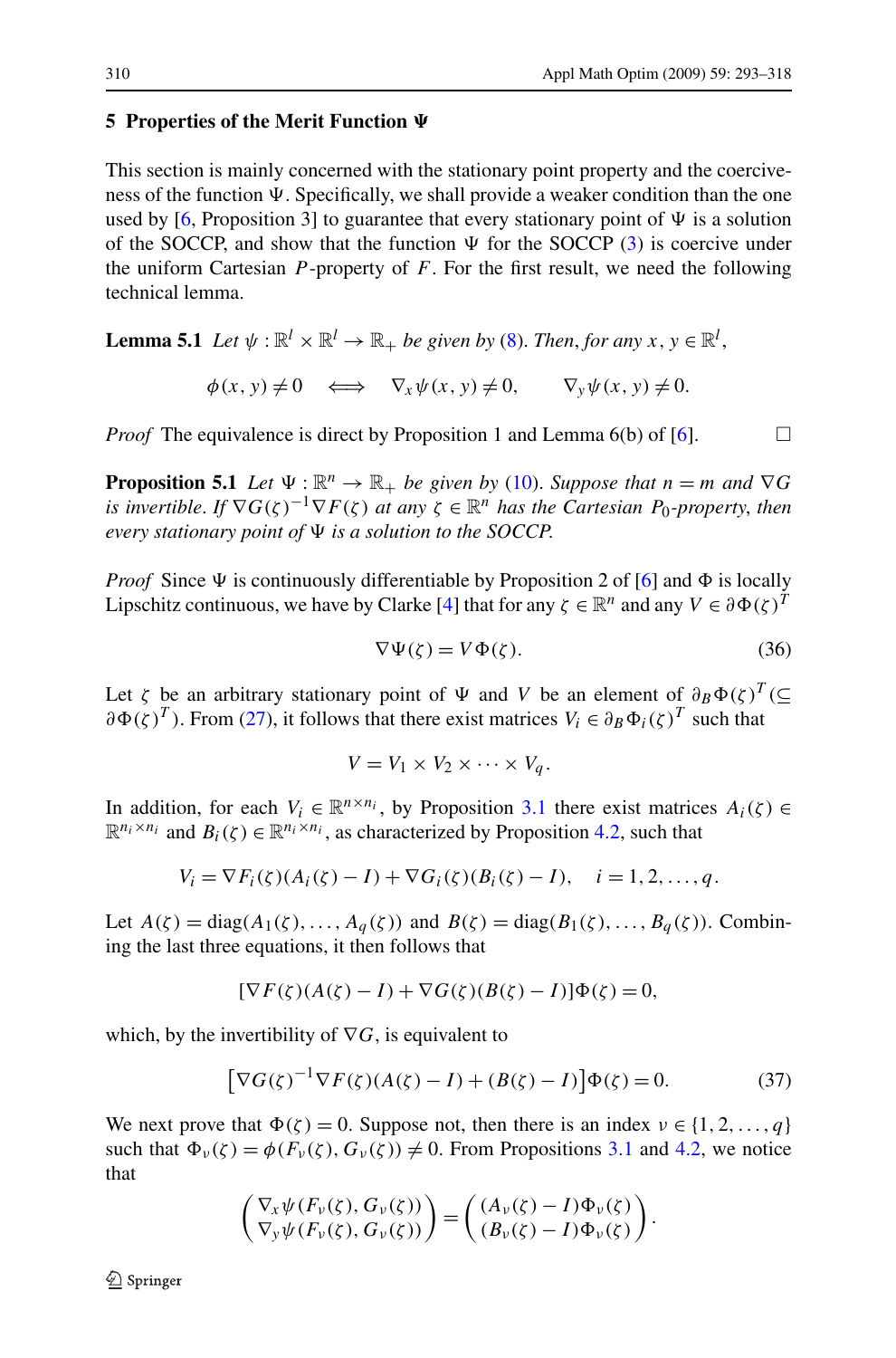## 5 Properties of the Merit Function $\Psi$

This section is mainly concerned with the stationary point property and the coerciveness of the function $\Psi$. Specifically, we shall provide a weaker condition than the one used by [6, Proposition 3] to guarantee that every stationary point of $\Psi$ is a solution of the SOCCP, and show that the function $\Psi$ for the SOCCP (3) is coercive under the uniform Cartesian $P$-property of $F$. For the first result, we need the following technical lemma.

**Lemma 5.1** *Let $\psi : \mathbb{R}^l \times \mathbb{R}^l \to \mathbb{R}_+$ be given by (8). Then, for any $x, y \in \mathbb{R}^l$,*

$$\phi(x, y) \neq 0 \iff \nabla_x \psi(x, y) \neq 0, \qquad \nabla_y \psi(x, y) \neq 0.$$

*Proof* The equivalence is direct by Proposition 1 and Lemma 6(b) of [6]. □

**Proposition 5.1** *Let $\Psi : \mathbb{R}^n \to \mathbb{R}_+$ be given by (10). Suppose that $n = m$ and $\nabla G$ is invertible. If $\nabla G(\zeta)^{-1}\nabla F(\zeta)$ at any $\zeta \in \mathbb{R}^n$ has the Cartesian $P_0$-property, then every stationary point of $\Psi$ is a solution to the SOCCP.*

*Proof* Since $\Psi$ is continuously differentiable by Proposition 2 of [6] and $\Phi$ is locally Lipschitz continuous, we have by Clarke [4] that for any $\zeta \in \mathbb{R}^n$ and any $V \in \partial \Phi(\zeta)^T$

$$\nabla \Psi(\zeta) = V \Phi(\zeta). \tag{36}$$

Let $\zeta$ be an arbitrary stationary point of $\Psi$ and $V$ be an element of $\partial_B \Phi(\zeta)^T (\subseteq \partial \Phi(\zeta)^T)$. From (27), it follows that there exist matrices $V_i \in \partial_B \Phi_i(\zeta)^T$ such that

$$V = V_1 \times V_2 \times \cdots \times V_q.$$

In addition, for each $V_i \in \mathbb{R}^{n \times n_i}$, by Proposition 3.1 there exist matrices $A_i(\zeta) \in \mathbb{R}^{n_i \times n_i}$ and $B_i(\zeta) \in \mathbb{R}^{n_i \times n_i}$, as characterized by Proposition 4.2, such that

$$V_i = \nabla F_i(\zeta)(A_i(\zeta) - I) + \nabla G_i(\zeta)(B_i(\zeta) - I), \quad i = 1, 2, \ldots, q.$$

Let $A(\zeta) = \text{diag}(A_1(\zeta), \ldots, A_q(\zeta))$ and $B(\zeta) = \text{diag}(B_1(\zeta), \ldots, B_q(\zeta))$. Combining the last three equations, it then follows that

$$[\nabla F(\zeta)(A(\zeta) - I) + \nabla G(\zeta)(B(\zeta) - I)]\Phi(\zeta) = 0,$$

which, by the invertibility of $\nabla G$, is equivalent to

$$\left[\nabla G(\zeta)^{-1}\nabla F(\zeta)(A(\zeta) - I) + (B(\zeta) - I)\right]\Phi(\zeta) = 0. \tag{37}$$

We next prove that $\Phi(\zeta) = 0$. Suppose not, then there is an index $\nu \in \{1, 2, \ldots, q\}$ such that $\Phi_\nu(\zeta) = \phi(F_\nu(\zeta), G_\nu(\zeta)) \neq 0$. From Propositions 3.1 and 4.2, we notice that

$$\begin{pmatrix} \nabla_x \psi(F_\nu(\zeta), G_\nu(\zeta)) \\ \nabla_y \psi(F_\nu(\zeta), G_\nu(\zeta)) \end{pmatrix} = \begin{pmatrix} (A_\nu(\zeta) - I)\Phi_\nu(\zeta) \\ (B_\nu(\zeta) - I)\Phi_\nu(\zeta) \end{pmatrix}.$$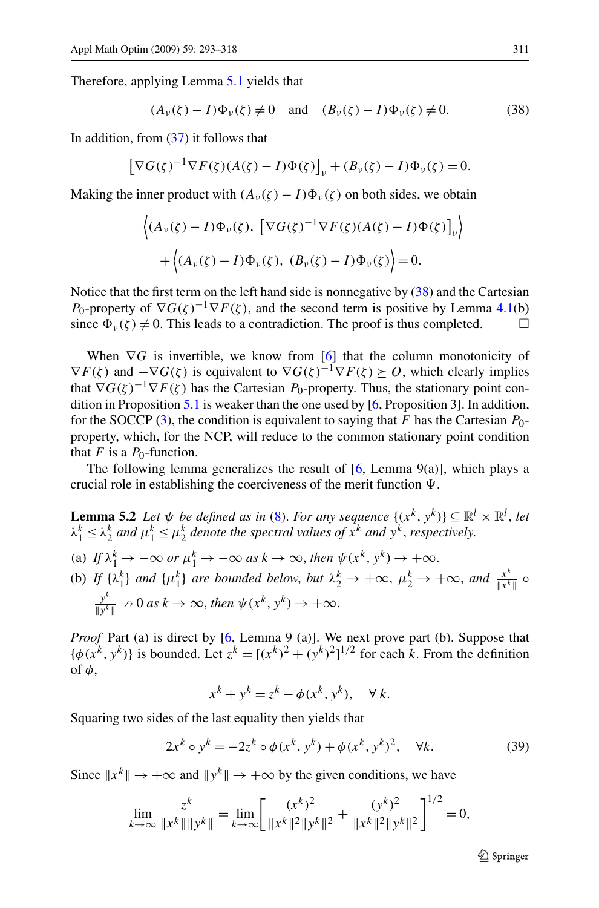Therefore, applying Lemma 5.1 yields that

$$(A_\nu(\zeta) - I)\Phi_\nu(\zeta) \neq 0 \quad \text{and} \quad (B_\nu(\zeta) - I)\Phi_\nu(\zeta) \neq 0. \tag{38}$$

In addition, from (37) it follows that

$$\left[\nabla G(\zeta)^{-1}\nabla F(\zeta)(A(\zeta) - I)\Phi(\zeta)\right]_\nu + (B_\nu(\zeta) - I)\Phi_\nu(\zeta) = 0.$$

Making the inner product with $(A_\nu(\zeta) - I)\Phi_\nu(\zeta)$ on both sides, we obtain

$$\left\langle (A_\nu(\zeta) - I)\Phi_\nu(\zeta),\ \left[\nabla G(\zeta)^{-1}\nabla F(\zeta)(A(\zeta) - I)\Phi(\zeta)\right]_\nu \right\rangle$$
$$+ \left\langle (A_\nu(\zeta) - I)\Phi_\nu(\zeta),\ (B_\nu(\zeta) - I)\Phi_\nu(\zeta) \right\rangle = 0.$$

Notice that the first term on the left hand side is nonnegative by (38) and the Cartesian $P_0$-property of $\nabla G(\zeta)^{-1}\nabla F(\zeta)$, and the second term is positive by Lemma 4.1(b) since $\Phi_\nu(\zeta) \neq 0$. This leads to a contradiction. The proof is thus completed. □

When $\nabla G$ is invertible, we know from [6] that the column monotonicity of $\nabla F(\zeta)$ and $-\nabla G(\zeta)$ is equivalent to $\nabla G(\zeta)^{-1}\nabla F(\zeta) \succeq O$, which clearly implies that $\nabla G(\zeta)^{-1}\nabla F(\zeta)$ has the Cartesian $P_0$-property. Thus, the stationary point condition in Proposition 5.1 is weaker than the one used by [6, Proposition 3]. In addition, for the SOCCP (3), the condition is equivalent to saying that $F$ has the Cartesian $P_0$-property, which, for the NCP, will reduce to the common stationary point condition that $F$ is a $P_0$-function.

The following lemma generalizes the result of [6, Lemma 9(a)], which plays a crucial role in establishing the coerciveness of the merit function $\Psi$.

**Lemma 5.2** *Let $\psi$ be defined as in (8). For any sequence $\{(x^k, y^k)\} \subseteq \mathbb{R}^l \times \mathbb{R}^l$, let $\lambda_1^k \le \lambda_2^k$ and $\mu_1^k \le \mu_2^k$ denote the spectral values of $x^k$ and $y^k$, respectively.*

(a) *If $\lambda_1^k \to -\infty$ or $\mu_1^k \to -\infty$ as $k \to \infty$, then $\psi(x^k, y^k) \to +\infty$.*

(b) *If $\{\lambda_1^k\}$ and $\{\mu_1^k\}$ are bounded below, but $\lambda_2^k \to +\infty$, $\mu_2^k \to +\infty$, and $\frac{x^k}{\|x^k\|} \circ \frac{y^k}{\|y^k\|} \nrightarrow 0$ as $k \to \infty$, then $\psi(x^k, y^k) \to +\infty$.*

*Proof* Part (a) is direct by [6, Lemma 9 (a)]. We next prove part (b). Suppose that $\{\phi(x^k, y^k)\}$ is bounded. Let $z^k = [(x^k)^2 + (y^k)^2]^{1/2}$ for each $k$. From the definition of $\phi$,

$$x^k + y^k = z^k - \phi(x^k, y^k), \quad \forall\, k.$$

Squaring two sides of the last equality then yields that

$$2x^k \circ y^k = -2z^k \circ \phi(x^k, y^k) + \phi(x^k, y^k)^2, \quad \forall k. \tag{39}$$

Since $\|x^k\| \to +\infty$ and $\|y^k\| \to +\infty$ by the given conditions, we have

$$\lim_{k\to\infty} \frac{z^k}{\|x^k\|\|y^k\|} = \lim_{k\to\infty}\left[\frac{(x^k)^2}{\|x^k\|^2\|y^k\|^2} + \frac{(y^k)^2}{\|x^k\|^2\|y^k\|^2}\right]^{1/2} = 0,$$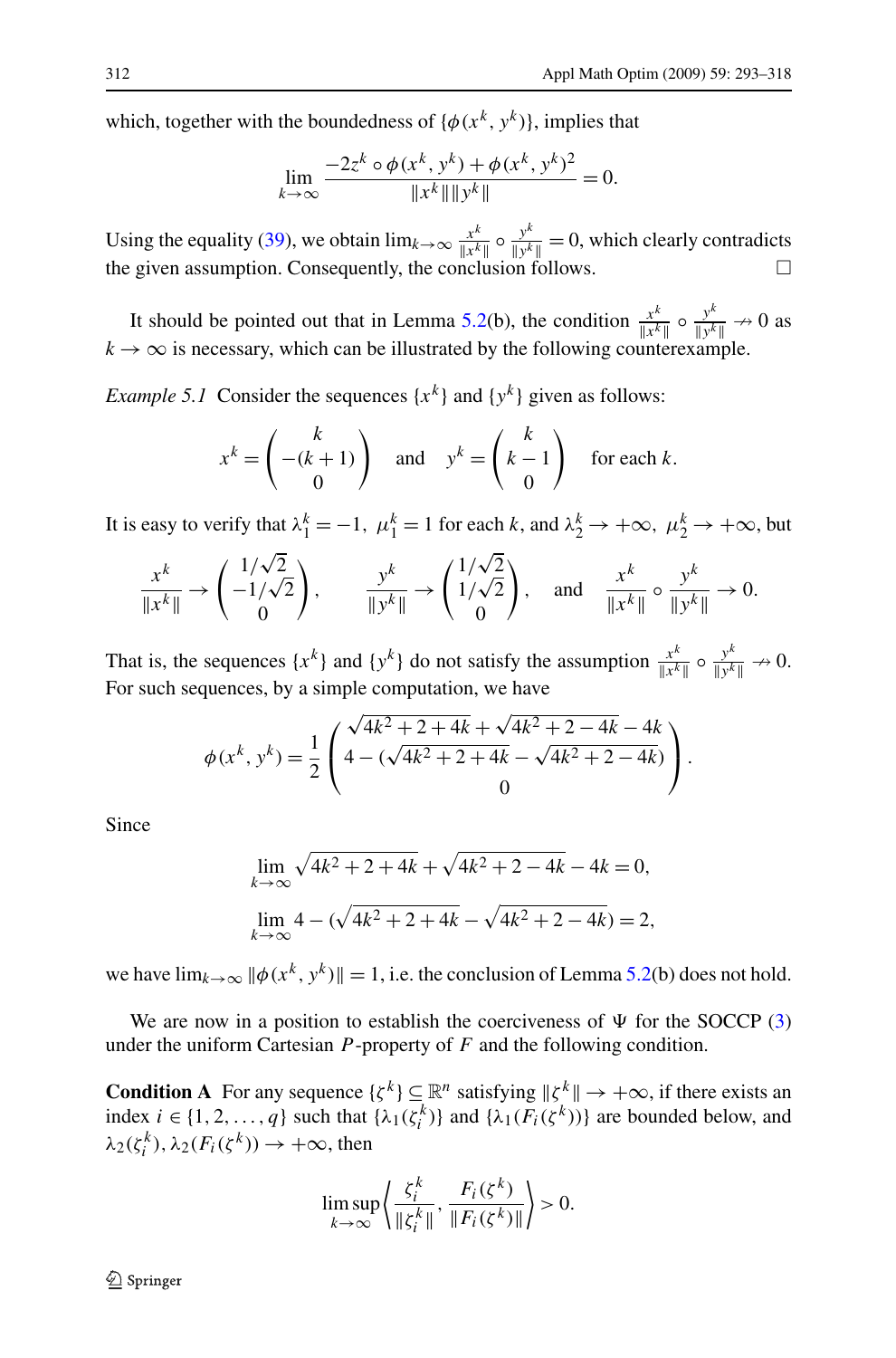which, together with the boundedness of $\{\phi(x^k, y^k)\}$, implies that

$$\lim_{k\to\infty} \frac{-2z^k \circ \phi(x^k, y^k) + \phi(x^k, y^k)^2}{\|x^k\|\|y^k\|} = 0.$$

Using the equality (39), we obtain $\lim_{k\to\infty} \frac{x^k}{\|x^k\|} \circ \frac{y^k}{\|y^k\|} = 0$, which clearly contradicts the given assumption. Consequently, the conclusion follows. □

It should be pointed out that in Lemma 5.2(b), the condition $\frac{x^k}{\|x^k\|} \circ \frac{y^k}{\|y^k\|} \nrightarrow 0$ as $k \to \infty$ is necessary, which can be illustrated by the following counterexample.

*Example 5.1* Consider the sequences $\{x^k\}$ and $\{y^k\}$ given as follows:

$$x^k = \begin{pmatrix} k \\ -(k+1) \\ 0 \end{pmatrix} \quad \text{and} \quad y^k = \begin{pmatrix} k \\ k-1 \\ 0 \end{pmatrix} \quad \text{for each } k.$$

It is easy to verify that $\lambda_1^k = -1,\ \mu_1^k = 1$ for each $k$, and $\lambda_2^k \to +\infty,\ \mu_2^k \to +\infty$, but

$$\frac{x^k}{\|x^k\|} \to \begin{pmatrix} 1/\sqrt{2} \\ -1/\sqrt{2} \\ 0 \end{pmatrix}, \qquad \frac{y^k}{\|y^k\|} \to \begin{pmatrix} 1/\sqrt{2} \\ 1/\sqrt{2} \\ 0 \end{pmatrix}, \quad \text{and} \quad \frac{x^k}{\|x^k\|} \circ \frac{y^k}{\|y^k\|} \to 0.$$

That is, the sequences $\{x^k\}$ and $\{y^k\}$ do not satisfy the assumption $\frac{x^k}{\|x^k\|} \circ \frac{y^k}{\|y^k\|} \nrightarrow 0$. For such sequences, by a simple computation, we have

$$\phi(x^k, y^k) = \frac{1}{2} \begin{pmatrix} \sqrt{4k^2+2+4k} + \sqrt{4k^2+2-4k} - 4k \\ 4 - (\sqrt{4k^2+2+4k} - \sqrt{4k^2+2-4k}) \\ 0 \end{pmatrix}.$$

Since

$$\lim_{k\to\infty} \sqrt{4k^2+2+4k} + \sqrt{4k^2+2-4k} - 4k = 0,$$

$$\lim_{k\to\infty} 4 - (\sqrt{4k^2+2+4k} - \sqrt{4k^2+2-4k}) = 2,$$

we have $\lim_{k\to\infty} \|\phi(x^k, y^k)\| = 1$, i.e. the conclusion of Lemma 5.2(b) does not hold.

We are now in a position to establish the coerciveness of $\Psi$ for the SOCCP (3) under the uniform Cartesian $P$-property of $F$ and the following condition.

**Condition A** For any sequence $\{\zeta^k\} \subseteq \mathbb{R}^n$ satisfying $\|\zeta^k\| \to +\infty$, if there exists an index $i \in \{1, 2, \ldots, q\}$ such that $\{\lambda_1(\zeta_i^k)\}$ and $\{\lambda_1(F_i(\zeta^k))\}$ are bounded below, and $\lambda_2(\zeta_i^k), \lambda_2(F_i(\zeta^k)) \to +\infty$, then

$$\limsup_{k\to\infty} \left\langle \frac{\zeta_i^k}{\|\zeta_i^k\|}, \frac{F_i(\zeta^k)}{\|F_i(\zeta^k)\|} \right\rangle > 0.$$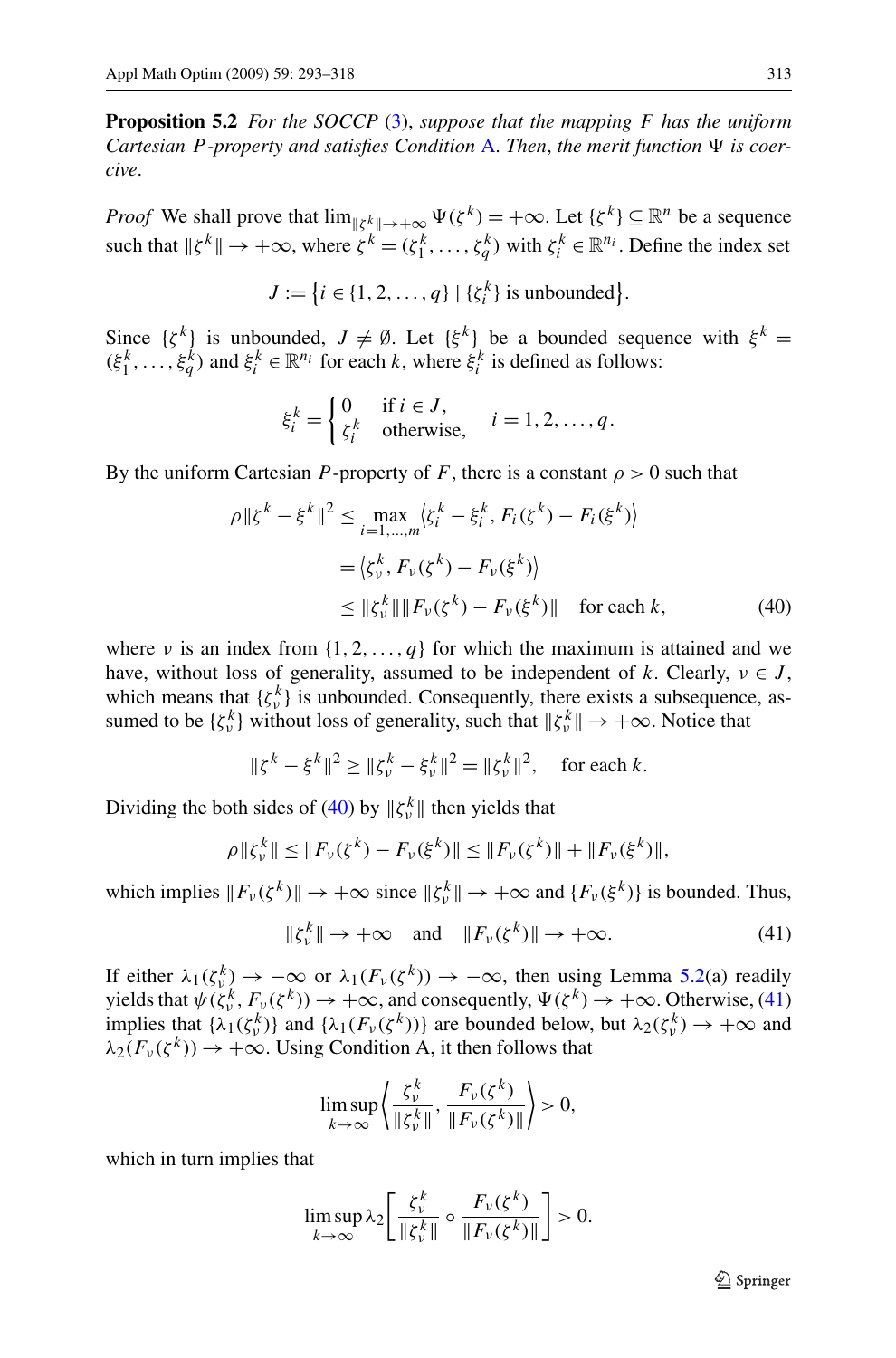**Proposition 5.2** *For the SOCCP* (3), *suppose that the mapping $F$ has the uniform Cartesian $P$-property and satisfies Condition* A. *Then, the merit function $\Psi$ is coercive.*

*Proof* We shall prove that $\lim_{\|\zeta^k\|\to+\infty}\Psi(\zeta^k)=+\infty$. Let $\{\zeta^k\}\subseteq\mathbb{R}^n$ be a sequence such that $\|\zeta^k\|\to+\infty$, where $\zeta^k=(\zeta_1^k,\ldots,\zeta_q^k)$ with $\zeta_i^k\in\mathbb{R}^{n_i}$. Define the index set

$$J:=\big\{i\in\{1,2,\ldots,q\}\mid\{\zeta_i^k\}\text{ is unbounded}\big\}.$$

Since $\{\zeta^k\}$ is unbounded, $J\neq\emptyset$. Let $\{\xi^k\}$ be a bounded sequence with $\xi^k=(\xi_1^k,\ldots,\xi_q^k)$ and $\xi_i^k\in\mathbb{R}^{n_i}$ for each $k$, where $\xi_i^k$ is defined as follows:

$$\xi_i^k=\begin{cases}0 & \text{if } i\in J,\\ \zeta_i^k & \text{otherwise,}\end{cases}\qquad i=1,2,\ldots,q.$$

By the uniform Cartesian $P$-property of $F$, there is a constant $\rho>0$ such that

$$\begin{aligned}\rho\|\zeta^k-\xi^k\|^2&\le\max_{i=1,\ldots,m}\big\langle\zeta_i^k-\xi_i^k,F_i(\zeta^k)-F_i(\xi^k)\big\rangle\\&=\big\langle\zeta_\nu^k,F_\nu(\zeta^k)-F_\nu(\xi^k)\big\rangle\\&\le\|\zeta_\nu^k\|\|F_\nu(\zeta^k)-F_\nu(\xi^k)\|\quad\text{for each }k,\end{aligned}\tag{40}$$

where $\nu$ is an index from $\{1,2,\ldots,q\}$ for which the maximum is attained and we have, without loss of generality, assumed to be independent of $k$. Clearly, $\nu\in J$, which means that $\{\zeta_\nu^k\}$ is unbounded. Consequently, there exists a subsequence, assumed to be $\{\zeta_\nu^k\}$ without loss of generality, such that $\|\zeta_\nu^k\|\to+\infty$. Notice that

$$\|\zeta^k-\xi^k\|^2\ge\|\zeta_\nu^k-\xi_\nu^k\|^2=\|\zeta_\nu^k\|^2,\quad\text{for each }k.$$

Dividing the both sides of (40) by $\|\zeta_\nu^k\|$ then yields that

$$\rho\|\zeta_\nu^k\|\le\|F_\nu(\zeta^k)-F_\nu(\xi^k)\|\le\|F_\nu(\zeta^k)\|+\|F_\nu(\xi^k)\|,$$

which implies $\|F_\nu(\zeta^k)\|\to+\infty$ since $\|\zeta_\nu^k\|\to+\infty$ and $\{F_\nu(\xi^k)\}$ is bounded. Thus,

$$\|\zeta_\nu^k\|\to+\infty\quad\text{and}\quad\|F_\nu(\zeta^k)\|\to+\infty.\tag{41}$$

If either $\lambda_1(\zeta_\nu^k)\to-\infty$ or $\lambda_1(F_\nu(\zeta^k))\to-\infty$, then using Lemma 5.2(a) readily yields that $\psi(\zeta_\nu^k,F_\nu(\zeta^k))\to+\infty$, and consequently, $\Psi(\zeta^k)\to+\infty$. Otherwise, (41) implies that $\{\lambda_1(\zeta_\nu^k)\}$ and $\{\lambda_1(F_\nu(\zeta^k))\}$ are bounded below, but $\lambda_2(\zeta_\nu^k)\to+\infty$ and $\lambda_2(F_\nu(\zeta^k))\to+\infty$. Using Condition A, it then follows that

$$\limsup_{k\to\infty}\left\langle\frac{\zeta_\nu^k}{\|\zeta_\nu^k\|},\frac{F_\nu(\zeta^k)}{\|F_\nu(\zeta^k)\|}\right\rangle>0,$$

which in turn implies that

$$\limsup_{k\to\infty}\lambda_2\left[\frac{\zeta_\nu^k}{\|\zeta_\nu^k\|}\circ\frac{F_\nu(\zeta^k)}{\|F_\nu(\zeta^k)\|}\right]>0.$$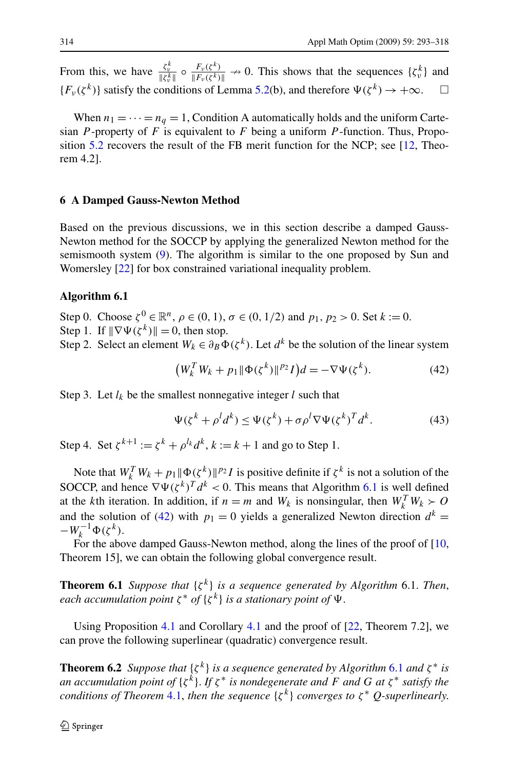From this, we have $\frac{\zeta_\nu^k}{\|\zeta_\nu^k\|} \circ \frac{F_\nu(\zeta^k)}{\|F_\nu(\zeta^k)\|} \nrightarrow 0$. This shows that the sequences $\{\zeta_\nu^k\}$ and $\{F_\nu(\zeta^k)\}$ satisfy the conditions of Lemma 5.2(b), and therefore $\Psi(\zeta^k) \to +\infty$. □

When $n_1 = \cdots = n_q = 1$, Condition A automatically holds and the uniform Cartesian $P$-property of $F$ is equivalent to $F$ being a uniform $P$-function. Thus, Proposition 5.2 recovers the result of the FB merit function for the NCP; see [12, Theorem 4.2].

## 6 A Damped Gauss-Newton Method

Based on the previous discussions, we in this section describe a damped Gauss-Newton method for the SOCCP by applying the generalized Newton method for the semismooth system (9). The algorithm is similar to the one proposed by Sun and Womersley [22] for box constrained variational inequality problem.

**Algorithm 6.1**

Step 0. Choose $\zeta^0 \in \mathbb{R}^n$, $\rho \in (0,1)$, $\sigma \in (0, 1/2)$ and $p_1, p_2 > 0$. Set $k := 0$.
Step 1. If $\|\nabla\Psi(\zeta^k)\| = 0$, then stop.
Step 2. Select an element $W_k \in \partial_B \Phi(\zeta^k)$. Let $d^k$ be the solution of the linear system

$$\big(W_k^T W_k + p_1 \|\Phi(\zeta^k)\|^{p_2} I\big)d = -\nabla\Psi(\zeta^k). \tag{42}$$

Step 3. Let $l_k$ be the smallest nonnegative integer $l$ such that

$$\Psi(\zeta^k + \rho^l d^k) \le \Psi(\zeta^k) + \sigma\rho^l \nabla\Psi(\zeta^k)^T d^k. \tag{43}$$

Step 4. Set $\zeta^{k+1} := \zeta^k + \rho^{l_k} d^k$, $k := k+1$ and go to Step 1.

Note that $W_k^T W_k + p_1\|\Phi(\zeta^k)\|^{p_2} I$ is positive definite if $\zeta^k$ is not a solution of the SOCCP, and hence $\nabla\Psi(\zeta^k)^T d^k < 0$. This means that Algorithm 6.1 is well defined at the $k$th iteration. In addition, if $n = m$ and $W_k$ is nonsingular, then $W_k^T W_k \succ O$ and the solution of (42) with $p_1 = 0$ yields a generalized Newton direction $d^k = -W_k^{-1}\Phi(\zeta^k)$.

For the above damped Gauss-Newton method, along the lines of the proof of [10, Theorem 15], we can obtain the following global convergence result.

**Theorem 6.1** *Suppose that $\{\zeta^k\}$ is a sequence generated by Algorithm 6.1. Then, each accumulation point $\zeta^*$ of $\{\zeta^k\}$ is a stationary point of $\Psi$.*

Using Proposition 4.1 and Corollary 4.1 and the proof of [22, Theorem 7.2], we can prove the following superlinear (quadratic) convergence result.

**Theorem 6.2** *Suppose that $\{\zeta^k\}$ is a sequence generated by Algorithm 6.1 and $\zeta^*$ is an accumulation point of $\{\zeta^k\}$. If $\zeta^*$ is nondegenerate and $F$ and $G$ at $\zeta^*$ satisfy the conditions of Theorem 4.1, then the sequence $\{\zeta^k\}$ converges to $\zeta^*$ Q-superlinearly.*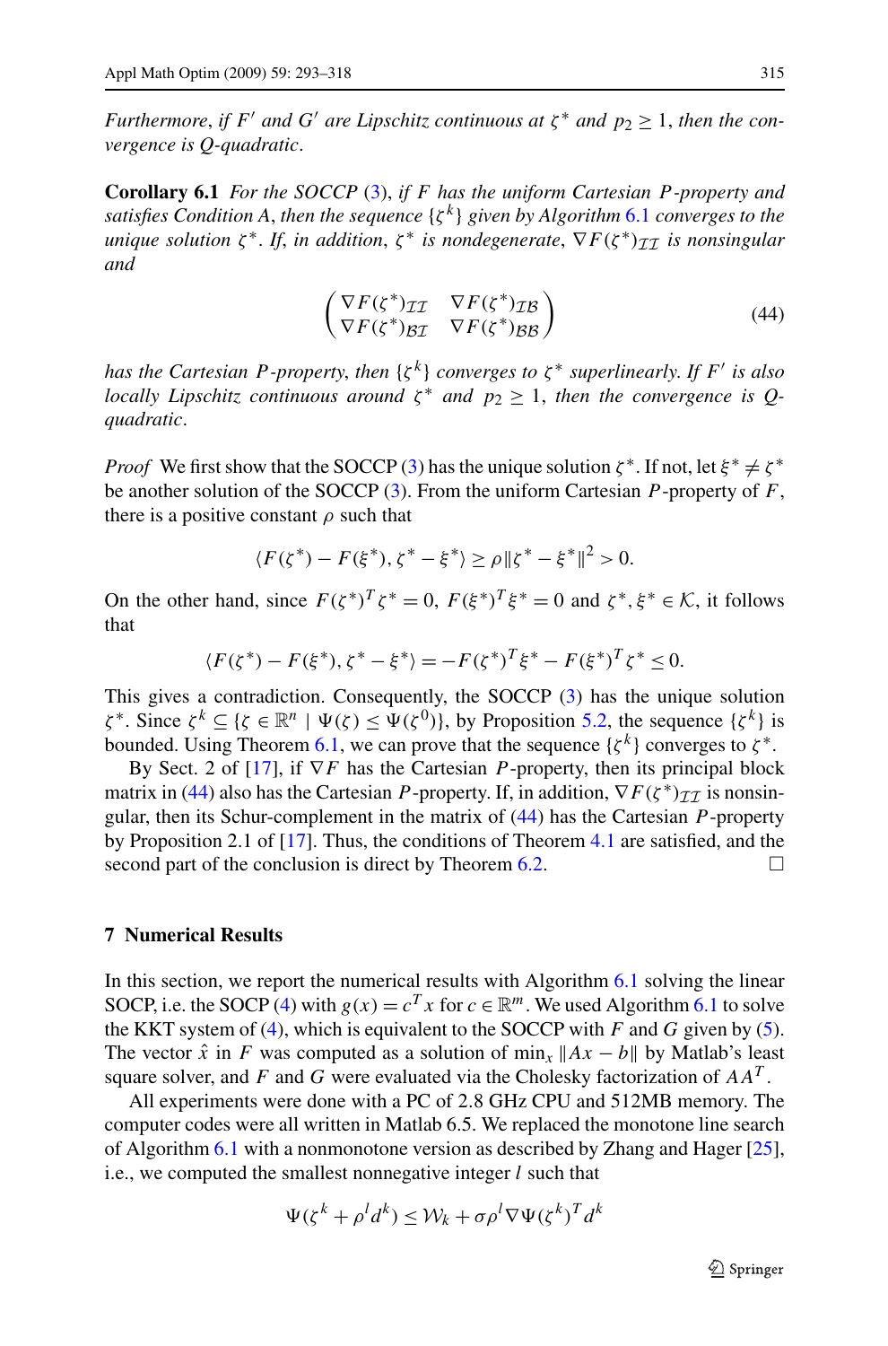*Furthermore, if $F'$ and $G'$ are Lipschitz continuous at $\zeta^*$ and $p_2 \geq 1$, then the convergence is Q-quadratic.*

**Corollary 6.1** *For the SOCCP (3), if $F$ has the uniform Cartesian $P$-property and satisfies Condition A, then the sequence $\{\zeta^k\}$ given by Algorithm 6.1 converges to the unique solution $\zeta^*$. If, in addition, $\zeta^*$ is nondegenerate, $\nabla F(\zeta^*)_{\mathcal{I}\mathcal{I}}$ is nonsingular and*

$$\begin{pmatrix} \nabla F(\zeta^*)_{\mathcal{I}\mathcal{I}} & \nabla F(\zeta^*)_{\mathcal{I}\mathcal{B}} \\ \nabla F(\zeta^*)_{\mathcal{B}\mathcal{I}} & \nabla F(\zeta^*)_{\mathcal{B}\mathcal{B}} \end{pmatrix} \tag{44}$$

*has the Cartesian $P$-property, then $\{\zeta^k\}$ converges to $\zeta^*$ superlinearly. If $F'$ is also locally Lipschitz continuous around $\zeta^*$ and $p_2 \geq 1$, then the convergence is Q-quadratic.*

*Proof* We first show that the SOCCP (3) has the unique solution $\zeta^*$. If not, let $\xi^* \neq \zeta^*$ be another solution of the SOCCP (3). From the uniform Cartesian $P$-property of $F$, there is a positive constant $\rho$ such that

$$\langle F(\zeta^*) - F(\xi^*), \zeta^* - \xi^* \rangle \geq \rho \|\zeta^* - \xi^*\|^2 > 0.$$

On the other hand, since $F(\zeta^*)^T \zeta^* = 0$, $F(\xi^*)^T \xi^* = 0$ and $\zeta^*, \xi^* \in \mathcal{K}$, it follows that

$$\langle F(\zeta^*) - F(\xi^*), \zeta^* - \xi^* \rangle = -F(\zeta^*)^T \xi^* - F(\xi^*)^T \zeta^* \leq 0.$$

This gives a contradiction. Consequently, the SOCCP (3) has the unique solution $\zeta^*$. Since $\zeta^k \subseteq \{\zeta \in \mathbb{R}^n \mid \Psi(\zeta) \leq \Psi(\zeta^0)\}$, by Proposition 5.2, the sequence $\{\zeta^k\}$ is bounded. Using Theorem 6.1, we can prove that the sequence $\{\zeta^k\}$ converges to $\zeta^*$.

By Sect. 2 of [17], if $\nabla F$ has the Cartesian $P$-property, then its principal block matrix in (44) also has the Cartesian $P$-property. If, in addition, $\nabla F(\zeta^*)_{\mathcal{I}\mathcal{I}}$ is nonsingular, then its Schur-complement in the matrix of (44) has the Cartesian $P$-property by Proposition 2.1 of [17]. Thus, the conditions of Theorem 4.1 are satisfied, and the second part of the conclusion is direct by Theorem 6.2. □

## 7 Numerical Results

In this section, we report the numerical results with Algorithm 6.1 solving the linear SOCP, i.e. the SOCP (4) with $g(x) = c^T x$ for $c \in \mathbb{R}^m$. We used Algorithm 6.1 to solve the KKT system of (4), which is equivalent to the SOCCP with $F$ and $G$ given by (5). The vector $\hat{x}$ in $F$ was computed as a solution of $\min_x \|Ax - b\|$ by Matlab's least square solver, and $F$ and $G$ were evaluated via the Cholesky factorization of $AA^T$.

All experiments were done with a PC of 2.8 GHz CPU and 512MB memory. The computer codes were all written in Matlab 6.5. We replaced the monotone line search of Algorithm 6.1 with a nonmonotone version as described by Zhang and Hager [25], i.e., we computed the smallest nonnegative integer $l$ such that

$$\Psi(\zeta^k + \rho^l d^k) \leq \mathcal{W}_k + \sigma \rho^l \nabla \Psi(\zeta^k)^T d^k$$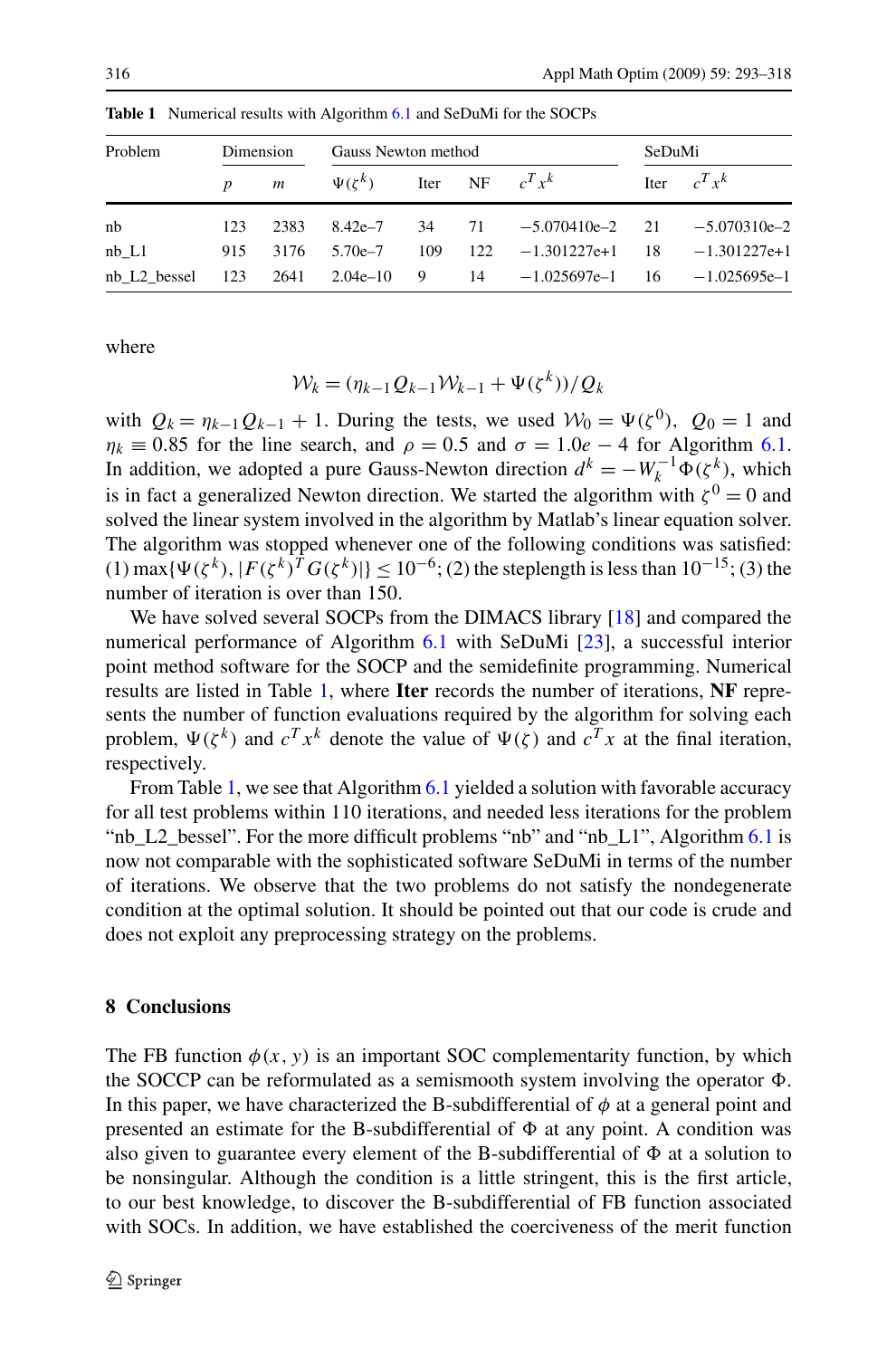**Table 1** Numerical results with Algorithm 6.1 and SeDuMi for the SOCPs

| Problem | Dimension | | Gauss Newton method | | | | SeDuMi | |
|---|---|---|---|---|---|---|---|---|
| | $p$ | $m$ | $\Psi(\zeta^k)$ | Iter | NF | $c^Tx^k$ | Iter | $c^Tx^k$ |
| nb | 123 | 2383 | 8.42e–7 | 34 | 71 | −5.070410e–2 | 21 | −5.070310e–2 |
| nb_L1 | 915 | 3176 | 5.70e–7 | 109 | 122 | −1.301227e+1 | 18 | −1.301227e+1 |
| nb_L2_bessel | 123 | 2641 | 2.04e–10 | 9 | 14 | −1.025697e–1 | 16 | −1.025695e–1 |

where

$$\mathcal{W}_k = (\eta_{k-1}Q_{k-1}\mathcal{W}_{k-1} + \Psi(\zeta^k))/Q_k$$

with $Q_k = \eta_{k-1}Q_{k-1} + 1$. During the tests, we used $\mathcal{W}_0 = \Psi(\zeta^0)$, $Q_0 = 1$ and $\eta_k \equiv 0.85$ for the line search, and $\rho = 0.5$ and $\sigma = 1.0e-4$ for Algorithm 6.1. In addition, we adopted a pure Gauss-Newton direction $d^k = -W_k^{-1}\Phi(\zeta^k)$, which is in fact a generalized Newton direction. We started the algorithm with $\zeta^0 = 0$ and solved the linear system involved in the algorithm by Matlab's linear equation solver. The algorithm was stopped whenever one of the following conditions was satisfied: (1) $\max\{\Psi(\zeta^k), |F(\zeta^k)^T G(\zeta^k)|\} \le 10^{-6}$; (2) the steplength is less than $10^{-15}$; (3) the number of iteration is over than 150.

We have solved several SOCPs from the DIMACS library [18] and compared the numerical performance of Algorithm 6.1 with SeDuMi [23], a successful interior point method software for the SOCP and the semidefinite programming. Numerical results are listed in Table 1, where **Iter** records the number of iterations, **NF** represents the number of function evaluations required by the algorithm for solving each problem, $\Psi(\zeta^k)$ and $c^Tx^k$ denote the value of $\Psi(\zeta)$ and $c^Tx$ at the final iteration, respectively.

From Table 1, we see that Algorithm 6.1 yielded a solution with favorable accuracy for all test problems within 110 iterations, and needed less iterations for the problem "nb_L2_bessel". For the more difficult problems "nb" and "nb_L1", Algorithm 6.1 is now not comparable with the sophisticated software SeDuMi in terms of the number of iterations. We observe that the two problems do not satisfy the nondegenerate condition at the optimal solution. It should be pointed out that our code is crude and does not exploit any preprocessing strategy on the problems.

## 8 Conclusions

The FB function $\phi(x, y)$ is an important SOC complementarity function, by which the SOCCP can be reformulated as a semismooth system involving the operator $\Phi$. In this paper, we have characterized the B-subdifferential of $\phi$ at a general point and presented an estimate for the B-subdifferential of $\Phi$ at any point. A condition was also given to guarantee every element of the B-subdifferential of $\Phi$ at a solution to be nonsingular. Although the condition is a little stringent, this is the first article, to our best knowledge, to discover the B-subdifferential of FB function associated with SOCs. In addition, we have established the coerciveness of the merit function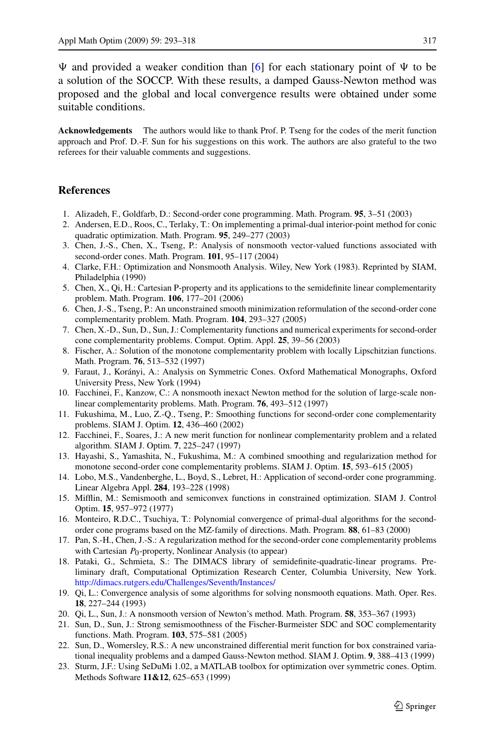$\Psi$ and provided a weaker condition than [6] for each stationary point of $\Psi$ to be a solution of the SOCCP. With these results, a damped Gauss-Newton method was proposed and the global and local convergence results were obtained under some suitable conditions.

**Acknowledgements** The authors would like to thank Prof. P. Tseng for the codes of the merit function approach and Prof. D.-F. Sun for his suggestions on this work. The authors are also grateful to the two referees for their valuable comments and suggestions.

## References

1. Alizadeh, F., Goldfarb, D.: Second-order cone programming. Math. Program. **95**, 3–51 (2003)
2. Andersen, E.D., Roos, C., Terlaky, T.: On implementing a primal-dual interior-point method for conic quadratic optimization. Math. Program. **95**, 249–277 (2003)
3. Chen, J.-S., Chen, X., Tseng, P.: Analysis of nonsmooth vector-valued functions associated with second-order cones. Math. Program. **101**, 95–117 (2004)
4. Clarke, F.H.: Optimization and Nonsmooth Analysis. Wiley, New York (1983). Reprinted by SIAM, Philadelphia (1990)
5. Chen, X., Qi, H.: Cartesian P-property and its applications to the semidefinite linear complementarity problem. Math. Program. **106**, 177–201 (2006)
6. Chen, J.-S., Tseng, P.: An unconstrained smooth minimization reformulation of the second-order cone complementarity problem. Math. Program. **104**, 293–327 (2005)
7. Chen, X.-D., Sun, D., Sun, J.: Complementarity functions and numerical experiments for second-order cone complementarity problems. Comput. Optim. Appl. **25**, 39–56 (2003)
8. Fischer, A.: Solution of the monotone complementarity problem with locally Lipschitzian functions. Math. Program. **76**, 513–532 (1997)
9. Faraut, J., Korányi, A.: Analysis on Symmetric Cones. Oxford Mathematical Monographs, Oxford University Press, New York (1994)
10. Facchinei, F., Kanzow, C.: A nonsmooth inexact Newton method for the solution of large-scale nonlinear complementarity problems. Math. Program. **76**, 493–512 (1997)
11. Fukushima, M., Luo, Z.-Q., Tseng, P.: Smoothing functions for second-order cone complementarity problems. SIAM J. Optim. **12**, 436–460 (2002)
12. Facchinei, F., Soares, J.: A new merit function for nonlinear complementarity problem and a related algorithm. SIAM J. Optim. **7**, 225–247 (1997)
13. Hayashi, S., Yamashita, N., Fukushima, M.: A combined smoothing and regularization method for monotone second-order cone complementarity problems. SIAM J. Optim. **15**, 593–615 (2005)
14. Lobo, M.S., Vandenberghe, L., Boyd, S., Lebret, H.: Application of second-order cone programming. Linear Algebra Appl. **284**, 193–228 (1998)
15. Mifflin, M.: Semismooth and semiconvex functions in constrained optimization. SIAM J. Control Optim. **15**, 957–972 (1977)
16. Monteiro, R.D.C., Tsuchiya, T.: Polynomial convergence of primal-dual algorithms for the second-order cone programs based on the MZ-family of directions. Math. Program. **88**, 61–83 (2000)
17. Pan, S.-H., Chen, J.-S.: A regularization method for the second-order cone complementarity problems with Cartesian $P_0$-property, Nonlinear Analysis (to appear)
18. Pataki, G., Schmieta, S.: The DIMACS library of semidefinite-quadratic-linear programs. Preliminary draft, Computational Optimization Research Center, Columbia University, New York. http://dimacs.rutgers.edu/Challenges/Seventh/Instances/
19. Qi, L.: Convergence analysis of some algorithms for solving nonsmooth equations. Math. Oper. Res. **18**, 227–244 (1993)
20. Qi, L., Sun, J.: A nonsmooth version of Newton's method. Math. Program. **58**, 353–367 (1993)
21. Sun, D., Sun, J.: Strong semismoothness of the Fischer-Burmeister SDC and SOC complementarity functions. Math. Program. **103**, 575–581 (2005)
22. Sun, D., Womersley, R.S.: A new unconstrained differential merit function for box constrained variational inequality problems and a damped Gauss-Newton method. SIAM J. Optim. **9**, 388–413 (1999)
23. Sturm, J.F.: Using SeDuMi 1.02, a MATLAB toolbox for optimization over symmetric cones. Optim. Methods Software **11&12**, 625–653 (1999)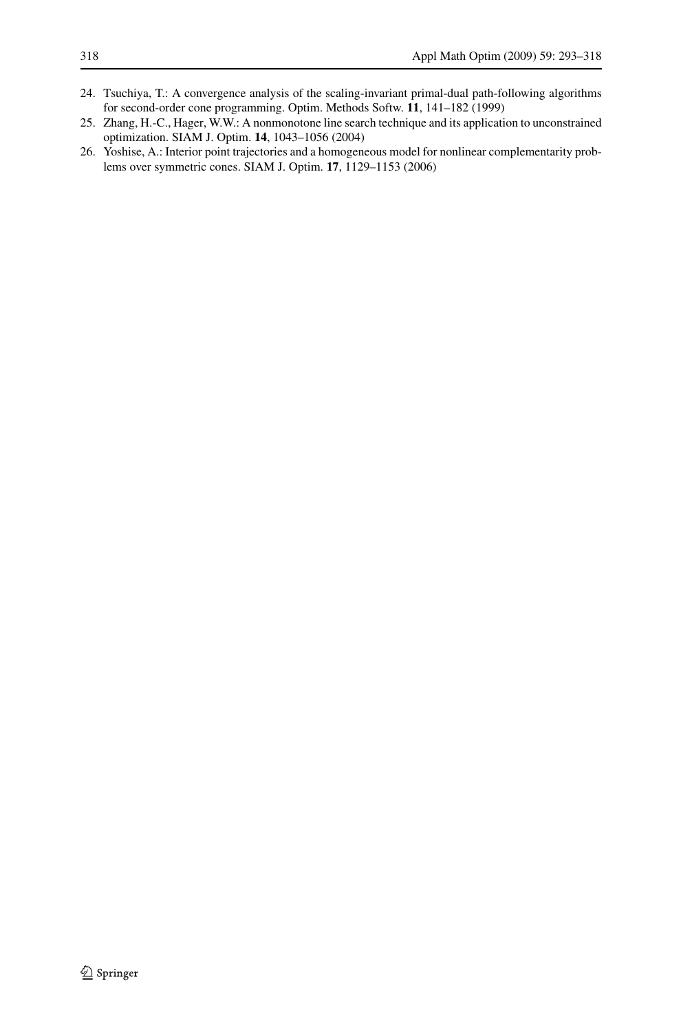24. Tsuchiya, T.: A convergence analysis of the scaling-invariant primal-dual path-following algorithms for second-order cone programming. Optim. Methods Softw. **11**, 141–182 (1999)
25. Zhang, H.-C., Hager, W.W.: A nonmonotone line search technique and its application to unconstrained optimization. SIAM J. Optim. **14**, 1043–1056 (2004)
26. Yoshise, A.: Interior point trajectories and a homogeneous model for nonlinear complementarity problems over symmetric cones. SIAM J. Optim. **17**, 1129–1153 (2006)